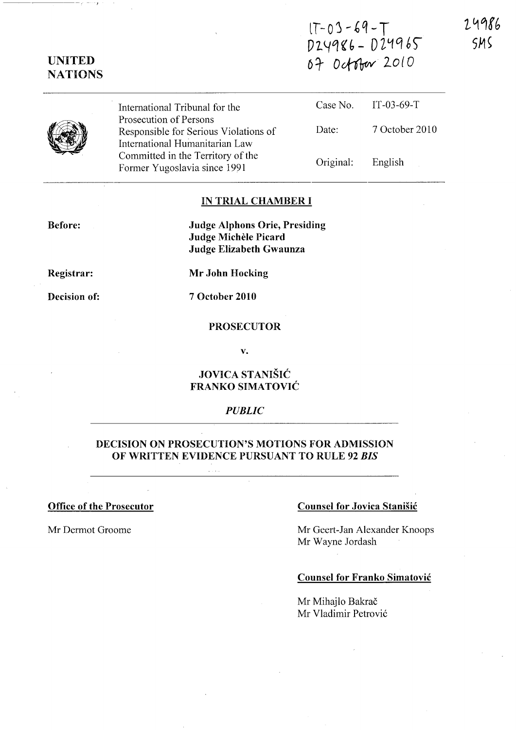IT-03-69-T
D24986 - D24965
07 October 2010

24986
SMS

**UNITED NATIONS**

| International Tribunal for the Prosecution of Persons Responsible for Serious Violations of International Humanitarian Law Committed in the Territory of the Former Yugoslavia since 1991 | Case No. | IT-03-69-T |
|---|---|---|
| | Date: | 7 October 2010 |
| | Original: | English |

**IN TRIAL CHAMBER I**

**Before:** **Judge Alphons Orie, Presiding**
**Judge Michèle Picard**
**Judge Elizabeth Gwaunza**

**Registrar:** **Mr John Hocking**

**Decision of:** **7 October 2010**

**PROSECUTOR**

**v.**

**JOVICA STANIŠIĆ**
**FRANKO SIMATOVIĆ**

*PUBLIC*

**DECISION ON PROSECUTION'S MOTIONS FOR ADMISSION OF WRITTEN EVIDENCE PURSUANT TO RULE 92 *BIS***

**Office of the Prosecutor**

Mr Dermot Groome

**Counsel for Jovica Stanišić**

Mr Geert-Jan Alexander Knoops
Mr Wayne Jordash

**Counsel for Franko Simatović**

Mr Mihajlo Bakrač
Mr Vladimir Petrović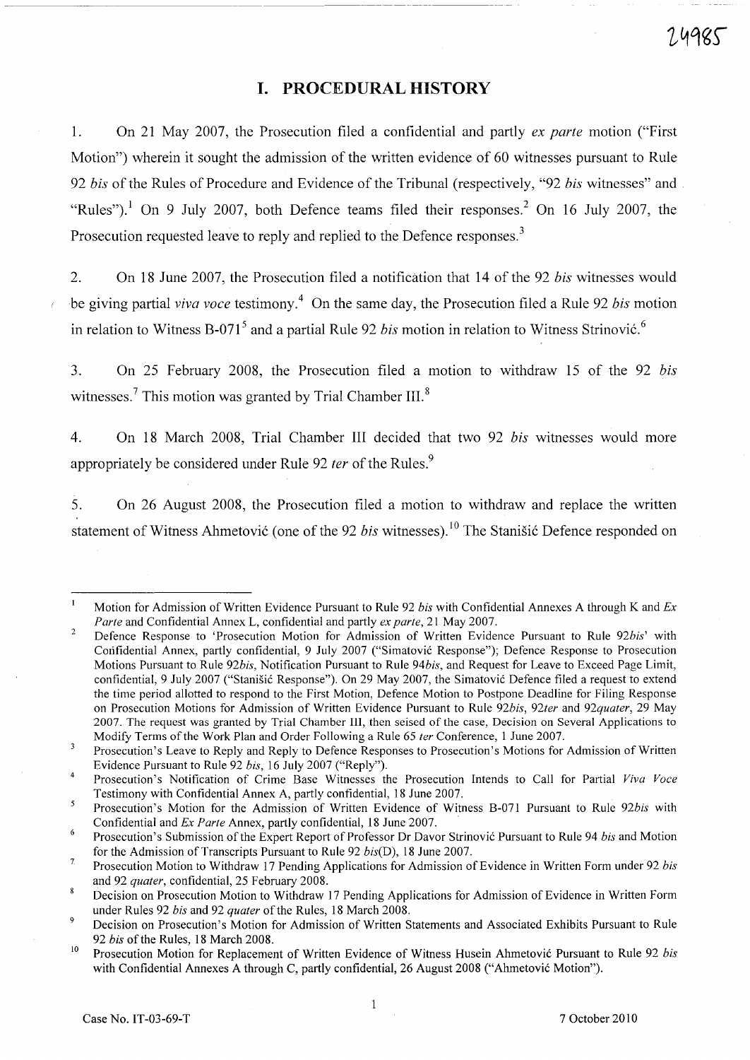# I. PROCEDURAL HISTORY

1. On 21 May 2007, the Prosecution filed a confidential and partly *ex parte* motion ("First Motion") wherein it sought the admission of the written evidence of 60 witnesses pursuant to Rule 92 *bis* of the Rules of Procedure and Evidence of the Tribunal (respectively, "92 *bis* witnesses" and "Rules").[1] On 9 July 2007, both Defence teams filed their responses.[2] On 16 July 2007, the Prosecution requested leave to reply and replied to the Defence responses.[3]

2. On 18 June 2007, the Prosecution filed a notification that 14 of the 92 *bis* witnesses would be giving partial *viva voce* testimony.[4] On the same day, the Prosecution filed a Rule 92 *bis* motion in relation to Witness B-071[5] and a partial Rule 92 *bis* motion in relation to Witness Strinović.[6]

3. On 25 February 2008, the Prosecution filed a motion to withdraw 15 of the 92 *bis* witnesses.[7] This motion was granted by Trial Chamber III.[8]

4. On 18 March 2008, Trial Chamber III decided that two 92 *bis* witnesses would more appropriately be considered under Rule 92 *ter* of the Rules.[9]

5. On 26 August 2008, the Prosecution filed a motion to withdraw and replace the written statement of Witness Ahmetović (one of the 92 *bis* witnesses).[10] The Stanišić Defence responded on

---

[1] Motion for Admission of Written Evidence Pursuant to Rule 92 *bis* with Confidential Annexes A through K and *Ex Parte* and Confidential Annex L, confidential and partly *ex parte*, 21 May 2007.

[2] Defence Response to 'Prosecution Motion for Admission of Written Evidence Pursuant to Rule 92*bis*' with Confidential Annex, partly confidential, 9 July 2007 ("Simatović Response"); Defence Response to Prosecution Motions Pursuant to Rule 92*bis*, Notification Pursuant to Rule 94*bis*, and Request for Leave to Exceed Page Limit, confidential, 9 July 2007 ("Stanišić Response"). On 29 May 2007, the Simatović Defence filed a request to extend the time period allotted to respond to the First Motion, Defence Motion to Postpone Deadline for Filing Response on Prosecution Motions for Admission of Written Evidence Pursuant to Rule 92*bis*, 92*ter* and 92*quater*, 29 May 2007. The request was granted by Trial Chamber III, then seised of the case, Decision on Several Applications to Modify Terms of the Work Plan and Order Following a Rule 65 *ter* Conference, 1 June 2007.

[3] Prosecution's Leave to Reply and Reply to Defence Responses to Prosecution's Motions for Admission of Written Evidence Pursuant to Rule 92 *bis*, 16 July 2007 ("Reply").

[4] Prosecution's Notification of Crime Base Witnesses the Prosecution Intends to Call for Partial *Viva Voce* Testimony with Confidential Annex A, partly confidential, 18 June 2007.

[5] Prosecution's Motion for the Admission of Written Evidence of Witness B-071 Pursuant to Rule 92*bis* with Confidential and *Ex Parte* Annex, partly confidential, 18 June 2007.

[6] Prosecution's Submission of the Expert Report of Professor Dr Davor Strinović Pursuant to Rule 94 *bis* and Motion for the Admission of Transcripts Pursuant to Rule 92 *bis*(D), 18 June 2007.

[7] Prosecution Motion to Withdraw 17 Pending Applications for Admission of Evidence in Written Form under 92 *bis* and 92 *quater*, confidential, 25 February 2008.

[8] Decision on Prosecution Motion to Withdraw 17 Pending Applications for Admission of Evidence in Written Form under Rules 92 *bis* and 92 *quater* of the Rules, 18 March 2008.

[9] Decision on Prosecution's Motion for Admission of Written Statements and Associated Exhibits Pursuant to Rule 92 *bis* of the Rules, 18 March 2008.

[10] Prosecution Motion for Replacement of Written Evidence of Witness Husein Ahmetović Pursuant to Rule 92 *bis* with Confidential Annexes A through C, partly confidential, 26 August 2008 ("Ahmetović Motion").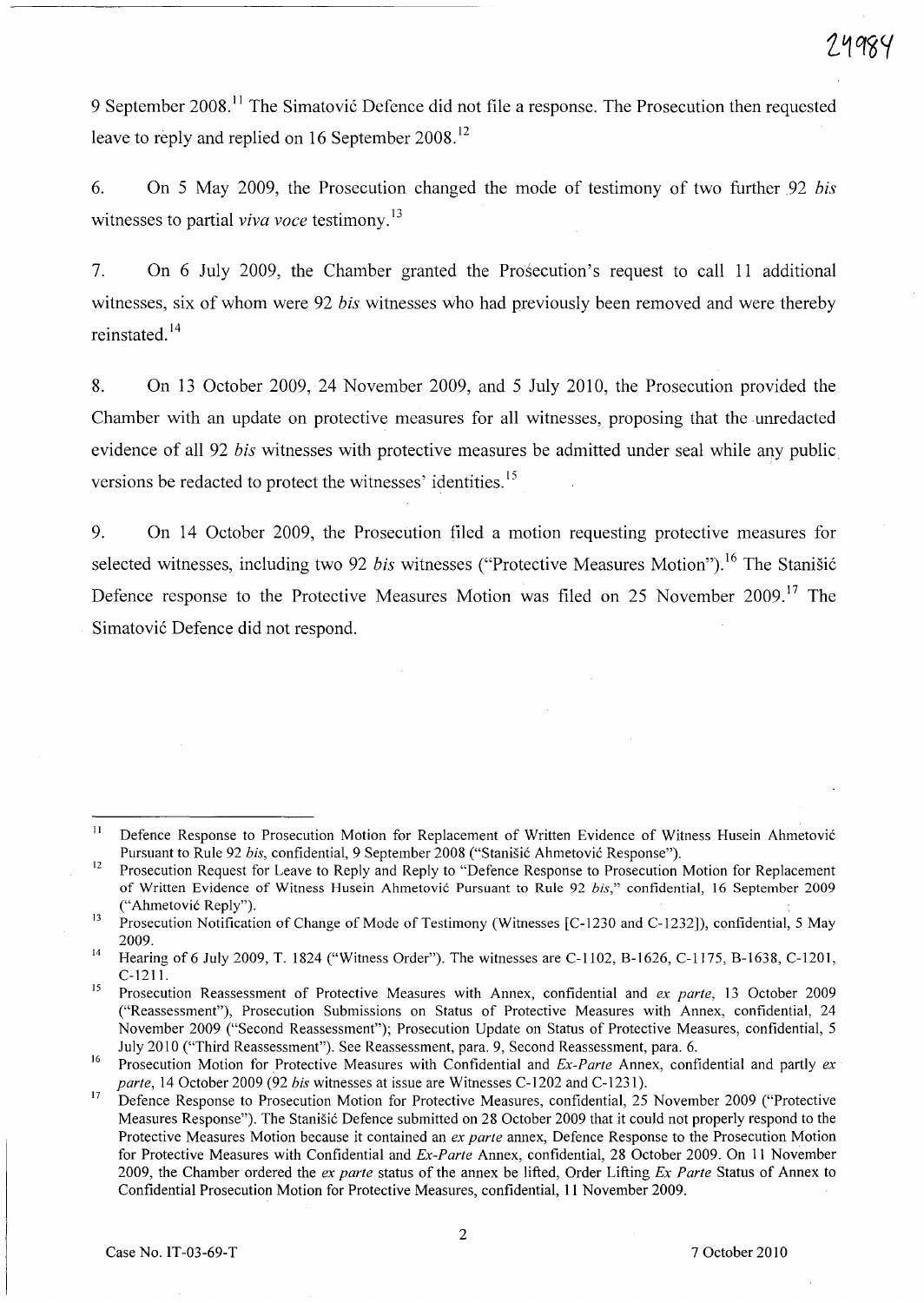9 September 2008.[11] The Simatović Defence did not file a response. The Prosecution then requested leave to reply and replied on 16 September 2008.[12]

6. On 5 May 2009, the Prosecution changed the mode of testimony of two further 92 *bis* witnesses to partial *viva voce* testimony.[13]

7. On 6 July 2009, the Chamber granted the Prosecution's request to call 11 additional witnesses, six of whom were 92 *bis* witnesses who had previously been removed and were thereby reinstated.[14]

8. On 13 October 2009, 24 November 2009, and 5 July 2010, the Prosecution provided the Chamber with an update on protective measures for all witnesses, proposing that the unredacted evidence of all 92 *bis* witnesses with protective measures be admitted under seal while any public versions be redacted to protect the witnesses' identities.[15]

9. On 14 October 2009, the Prosecution filed a motion requesting protective measures for selected witnesses, including two 92 *bis* witnesses ("Protective Measures Motion").[16] The Stanišić Defence response to the Protective Measures Motion was filed on 25 November 2009.[17] The Simatović Defence did not respond.

---

[11] Defence Response to Prosecution Motion for Replacement of Written Evidence of Witness Husein Ahmetović Pursuant to Rule 92 *bis*, confidential, 9 September 2008 ("Stanišić Ahmetović Response").

[12] Prosecution Request for Leave to Reply and Reply to "Defence Response to Prosecution Motion for Replacement of Written Evidence of Witness Husein Ahmetović Pursuant to Rule 92 *bis*," confidential, 16 September 2009 ("Ahmetović Reply").

[13] Prosecution Notification of Change of Mode of Testimony (Witnesses [C-1230 and C-1232]), confidential, 5 May 2009.

[14] Hearing of 6 July 2009, T. 1824 ("Witness Order"). The witnesses are C-1102, B-1626, C-1175, B-1638, C-1201, C-1211.

[15] Prosecution Reassessment of Protective Measures with Annex, confidential and *ex parte*, 13 October 2009 ("Reassessment"), Prosecution Submissions on Status of Protective Measures with Annex, confidential, 24 November 2009 ("Second Reassessment"); Prosecution Update on Status of Protective Measures, confidential, 5 July 2010 ("Third Reassessment"). See Reassessment, para. 9, Second Reassessment, para. 6.

[16] Prosecution Motion for Protective Measures with Confidential and *Ex-Parte* Annex, confidential and partly *ex parte*, 14 October 2009 (92 *bis* witnesses at issue are Witnesses C-1202 and C-1231).

[17] Defence Response to Prosecution Motion for Protective Measures, confidential, 25 November 2009 ("Protective Measures Response"). The Stanišić Defence submitted on 28 October 2009 that it could not properly respond to the Protective Measures Motion because it contained an *ex parte* annex, Defence Response to the Prosecution Motion for Protective Measures with Confidential and *Ex-Parte* Annex, confidential, 28 October 2009. On 11 November 2009, the Chamber ordered the *ex parte* status of the annex be lifted, Order Lifting *Ex Parte* Status of Annex to Confidential Prosecution Motion for Protective Measures, confidential, 11 November 2009.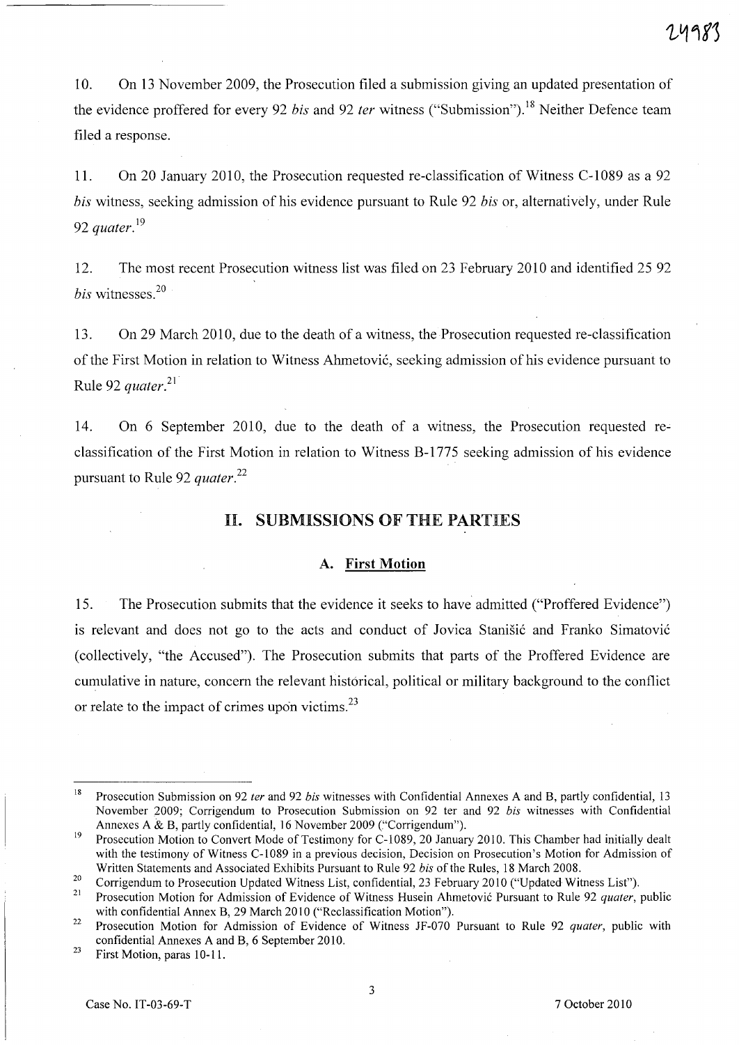10. On 13 November 2009, the Prosecution filed a submission giving an updated presentation of the evidence proffered for every 92 *bis* and 92 *ter* witness ("Submission").[18] Neither Defence team filed a response.

11. On 20 January 2010, the Prosecution requested re-classification of Witness C-1089 as a 92 *bis* witness, seeking admission of his evidence pursuant to Rule 92 *bis* or, alternatively, under Rule 92 *quater*.[19]

12. The most recent Prosecution witness list was filed on 23 February 2010 and identified 25 92 *bis* witnesses.[20]

13. On 29 March 2010, due to the death of a witness, the Prosecution requested re-classification of the First Motion in relation to Witness Ahmetović, seeking admission of his evidence pursuant to Rule 92 *quater*.[21]

14. On 6 September 2010, due to the death of a witness, the Prosecution requested re-classification of the First Motion in relation to Witness B-1775 seeking admission of his evidence pursuant to Rule 92 *quater*.[22]

## II. SUBMISSIONS OF THE PARTIES

### A. First Motion

15. The Prosecution submits that the evidence it seeks to have admitted ("Proffered Evidence") is relevant and does not go to the acts and conduct of Jovica Stanišić and Franko Simatović (collectively, "the Accused"). The Prosecution submits that parts of the Proffered Evidence are cumulative in nature, concern the relevant historical, political or military background to the conflict or relate to the impact of crimes upon victims.[23]

---

[18] Prosecution Submission on 92 *ter* and 92 *bis* witnesses with Confidential Annexes A and B, partly confidential, 13 November 2009; Corrigendum to Prosecution Submission on 92 ter and 92 *bis* witnesses with Confidential Annexes A & B, partly confidential, 16 November 2009 ("Corrigendum").

[19] Prosecution Motion to Convert Mode of Testimony for C-1089, 20 January 2010. This Chamber had initially dealt with the testimony of Witness C-1089 in a previous decision, Decision on Prosecution's Motion for Admission of Written Statements and Associated Exhibits Pursuant to Rule 92 *bis* of the Rules, 18 March 2008.

[20] Corrigendum to Prosecution Updated Witness List, confidential, 23 February 2010 ("Updated Witness List").

[21] Prosecution Motion for Admission of Evidence of Witness Husein Ahmetović Pursuant to Rule 92 *quater*, public with confidential Annex B, 29 March 2010 ("Reclassification Motion").

[22] Prosecution Motion for Admission of Evidence of Witness JF-070 Pursuant to Rule 92 *quater*, public with confidential Annexes A and B, 6 September 2010.

[23] First Motion, paras 10-11.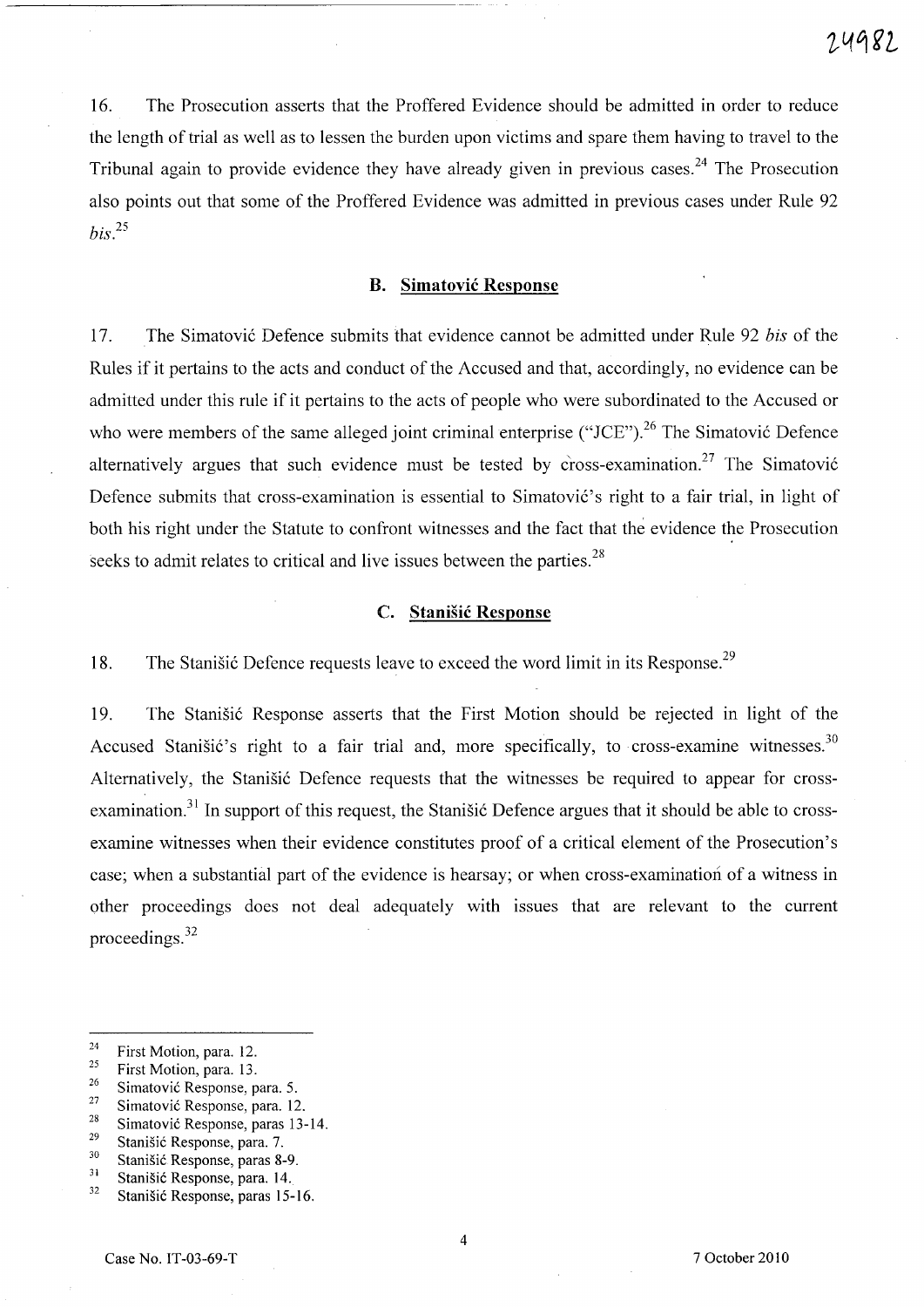16. The Prosecution asserts that the Proffered Evidence should be admitted in order to reduce the length of trial as well as to lessen the burden upon victims and spare them having to travel to the Tribunal again to provide evidence they have already given in previous cases.[24] The Prosecution also points out that some of the Proffered Evidence was admitted in previous cases under Rule 92 *bis*.[25]

### B. Simatović Response

17. The Simatović Defence submits that evidence cannot be admitted under Rule 92 *bis* of the Rules if it pertains to the acts and conduct of the Accused and that, accordingly, no evidence can be admitted under this rule if it pertains to the acts of people who were subordinated to the Accused or who were members of the same alleged joint criminal enterprise ("JCE").[26] The Simatović Defence alternatively argues that such evidence must be tested by cross-examination.[27] The Simatović Defence submits that cross-examination is essential to Simatović's right to a fair trial, in light of both his right under the Statute to confront witnesses and the fact that the evidence the Prosecution seeks to admit relates to critical and live issues between the parties.[28]

### C. Stanišić Response

18. The Stanišić Defence requests leave to exceed the word limit in its Response.[29]

19. The Stanišić Response asserts that the First Motion should be rejected in light of the Accused Stanišić's right to a fair trial and, more specifically, to cross-examine witnesses.[30] Alternatively, the Stanišić Defence requests that the witnesses be required to appear for cross-examination.[31] In support of this request, the Stanišić Defence argues that it should be able to cross-examine witnesses when their evidence constitutes proof of a critical element of the Prosecution's case; when a substantial part of the evidence is hearsay; or when cross-examination of a witness in other proceedings does not deal adequately with issues that are relevant to the current proceedings.[32]

---

[24] First Motion, para. 12.
[25] First Motion, para. 13.
[26] Simatović Response, para. 5.
[27] Simatović Response, para. 12.
[28] Simatović Response, paras 13-14.
[29] Stanišić Response, para. 7.
[30] Stanišić Response, paras 8-9.
[31] Stanišić Response, para. 14.
[32] Stanišić Response, paras 15-16.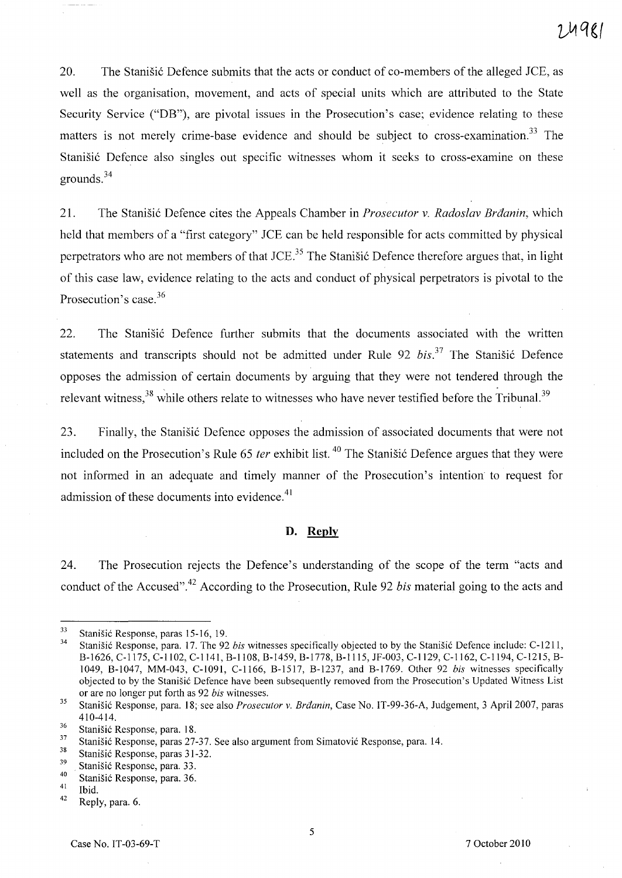20. The Stanišić Defence submits that the acts or conduct of co-members of the alleged JCE, as well as the organisation, movement, and acts of special units which are attributed to the State Security Service ("DB"), are pivotal issues in the Prosecution's case; evidence relating to these matters is not merely crime-base evidence and should be subject to cross-examination.[33] The Stanišić Defence also singles out specific witnesses whom it seeks to cross-examine on these grounds.[34]

21. The Stanišić Defence cites the Appeals Chamber in *Prosecutor v. Radoslav Brđanin*, which held that members of a "first category" JCE can be held responsible for acts committed by physical perpetrators who are not members of that JCE.[35] The Stanišić Defence therefore argues that, in light of this case law, evidence relating to the acts and conduct of physical perpetrators is pivotal to the Prosecution's case.[36]

22. The Stanišić Defence further submits that the documents associated with the written statements and transcripts should not be admitted under Rule 92 *bis*.[37] The Stanišić Defence opposes the admission of certain documents by arguing that they were not tendered through the relevant witness,[38] while others relate to witnesses who have never testified before the Tribunal.[39]

23. Finally, the Stanišić Defence opposes the admission of associated documents that were not included on the Prosecution's Rule 65 *ter* exhibit list.[40] The Stanišić Defence argues that they were not informed in an adequate and timely manner of the Prosecution's intention to request for admission of these documents into evidence.[41]

## D. Reply

24. The Prosecution rejects the Defence's understanding of the scope of the term "acts and conduct of the Accused".[42] According to the Prosecution, Rule 92 *bis* material going to the acts and

---

[33] Stanišić Response, paras 15-16, 19.

[34] Stanišić Response, para. 17. The 92 *bis* witnesses specifically objected to by the Stanišić Defence include: C-1211, B-1626, C-1175, C-1102, C-1141, B-1108, B-1459, B-1778, B-1115, JF-003, C-1129, C-1162, C-1194, C-1215, B-1049, B-1047, MM-043, C-1091, C-1166, B-1517, B-1237, and B-1769. Other 92 *bis* witnesses specifically objected to by the Stanišić Defence have been subsequently removed from the Prosecution's Updated Witness List or are no longer put forth as 92 *bis* witnesses.

[35] Stanišić Response, para. 18; see also *Prosecutor v. Brđanin*, Case No. IT-99-36-A, Judgement, 3 April 2007, paras 410-414.

[36] Stanišić Response, para. 18.

[37] Stanišić Response, paras 27-37. See also argument from Simatović Response, para. 14.

[38] Stanišić Response, paras 31-32.

[39] Stanišić Response, para. 33.

[40] Stanišić Response, para. 36.

[41] Ibid.

[42] Reply, para. 6.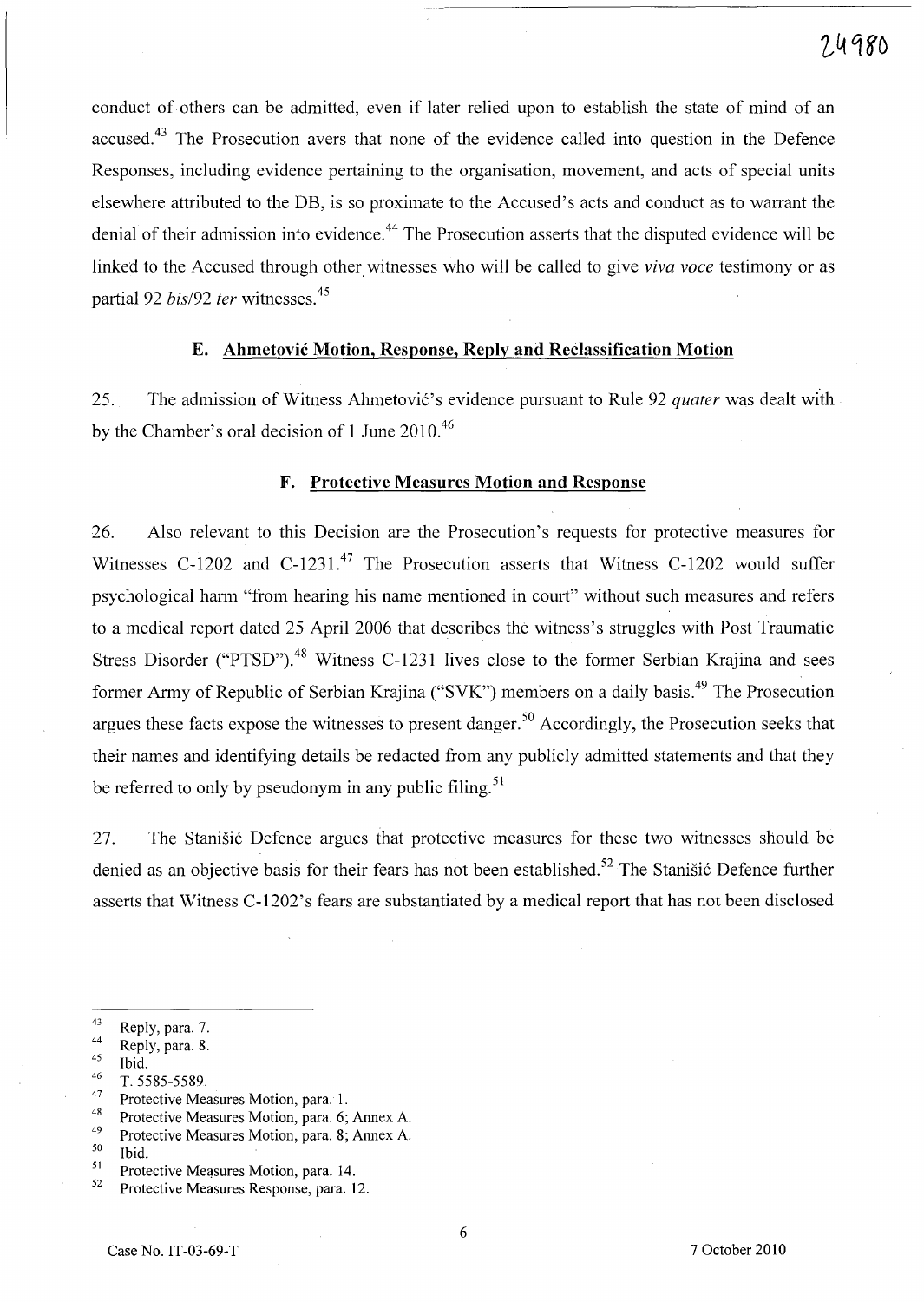conduct of others can be admitted, even if later relied upon to establish the state of mind of an accused.[43] The Prosecution avers that none of the evidence called into question in the Defence Responses, including evidence pertaining to the organisation, movement, and acts of special units elsewhere attributed to the DB, is so proximate to the Accused's acts and conduct as to warrant the denial of their admission into evidence.[44] The Prosecution asserts that the disputed evidence will be linked to the Accused through other witnesses who will be called to give *viva voce* testimony or as partial 92 *bis*/92 *ter* witnesses.[45]

### E. Ahmetović Motion, Response, Reply and Reclassification Motion

25. The admission of Witness Ahmetović's evidence pursuant to Rule 92 *quater* was dealt with by the Chamber's oral decision of 1 June 2010.[46]

### F. Protective Measures Motion and Response

26. Also relevant to this Decision are the Prosecution's requests for protective measures for Witnesses C-1202 and C-1231.[47] The Prosecution asserts that Witness C-1202 would suffer psychological harm "from hearing his name mentioned in court" without such measures and refers to a medical report dated 25 April 2006 that describes the witness's struggles with Post Traumatic Stress Disorder ("PTSD").[48] Witness C-1231 lives close to the former Serbian Krajina and sees former Army of Republic of Serbian Krajina ("SVK") members on a daily basis.[49] The Prosecution argues these facts expose the witnesses to present danger.[50] Accordingly, the Prosecution seeks that their names and identifying details be redacted from any publicly admitted statements and that they be referred to only by pseudonym in any public filing.[51]

27. The Stanišić Defence argues that protective measures for these two witnesses should be denied as an objective basis for their fears has not been established.[52] The Stanišić Defence further asserts that Witness C-1202's fears are substantiated by a medical report that has not been disclosed

---

[43] Reply, para. 7.
[44] Reply, para. 8.
[45] Ibid.
[46] T. 5585-5589.
[47] Protective Measures Motion, para. 1.
[48] Protective Measures Motion, para. 6; Annex A.
[49] Protective Measures Motion, para. 8; Annex A.
[50] Ibid.
[51] Protective Measures Motion, para. 14.
[52] Protective Measures Response, para. 12.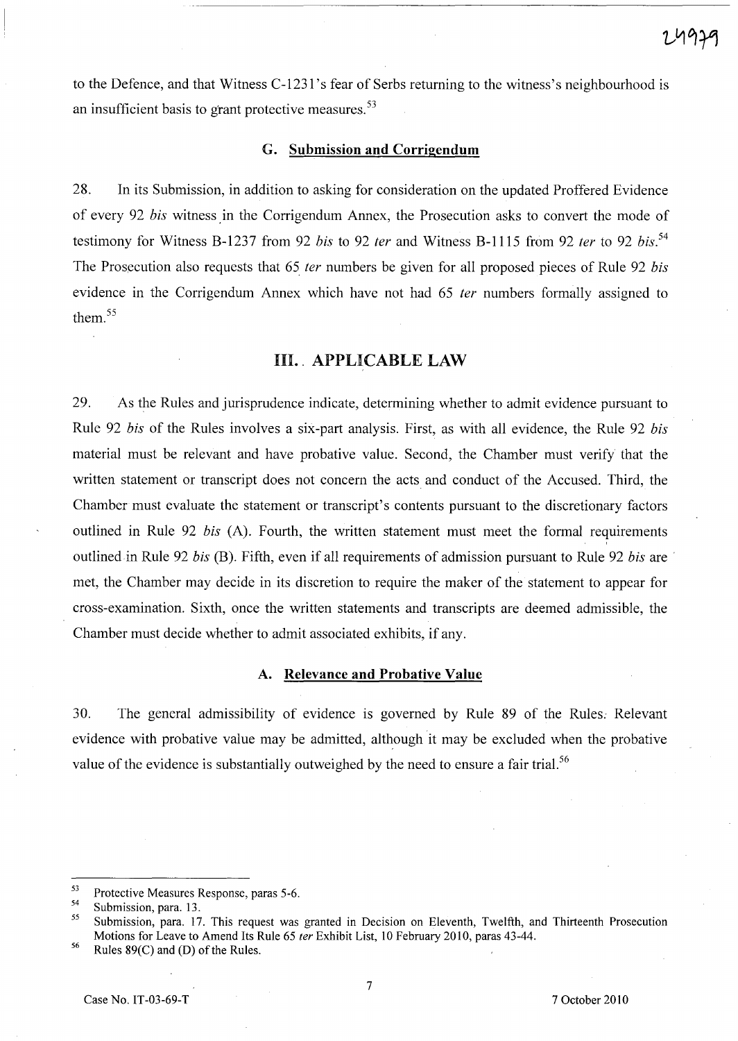to the Defence, and that Witness C-1231's fear of Serbs returning to the witness's neighbourhood is an insufficient basis to grant protective measures.[53]

### G. Submission and Corrigendum

28. In its Submission, in addition to asking for consideration on the updated Proffered Evidence of every 92 *bis* witness in the Corrigendum Annex, the Prosecution asks to convert the mode of testimony for Witness B-1237 from 92 *bis* to 92 *ter* and Witness B-1115 from 92 *ter* to 92 *bis*.[54] The Prosecution also requests that 65 *ter* numbers be given for all proposed pieces of Rule 92 *bis* evidence in the Corrigendum Annex which have not had 65 *ter* numbers formally assigned to them.[55]

## III. APPLICABLE LAW

29. As the Rules and jurisprudence indicate, determining whether to admit evidence pursuant to Rule 92 *bis* of the Rules involves a six-part analysis. First, as with all evidence, the Rule 92 *bis* material must be relevant and have probative value. Second, the Chamber must verify that the written statement or transcript does not concern the acts and conduct of the Accused. Third, the Chamber must evaluate the statement or transcript's contents pursuant to the discretionary factors outlined in Rule 92 *bis* (A). Fourth, the written statement must meet the formal requirements outlined in Rule 92 *bis* (B). Fifth, even if all requirements of admission pursuant to Rule 92 *bis* are met, the Chamber may decide in its discretion to require the maker of the statement to appear for cross-examination. Sixth, once the written statements and transcripts are deemed admissible, the Chamber must decide whether to admit associated exhibits, if any.

### A. Relevance and Probative Value

30. The general admissibility of evidence is governed by Rule 89 of the Rules. Relevant evidence with probative value may be admitted, although it may be excluded when the probative value of the evidence is substantially outweighed by the need to ensure a fair trial.[56]

---

[53] Protective Measures Response, paras 5-6.

[54] Submission, para. 13.

[55] Submission, para. 17. This request was granted in Decision on Eleventh, Twelfth, and Thirteenth Prosecution Motions for Leave to Amend Its Rule 65 *ter* Exhibit List, 10 February 2010, paras 43-44.

[56] Rules 89(C) and (D) of the Rules.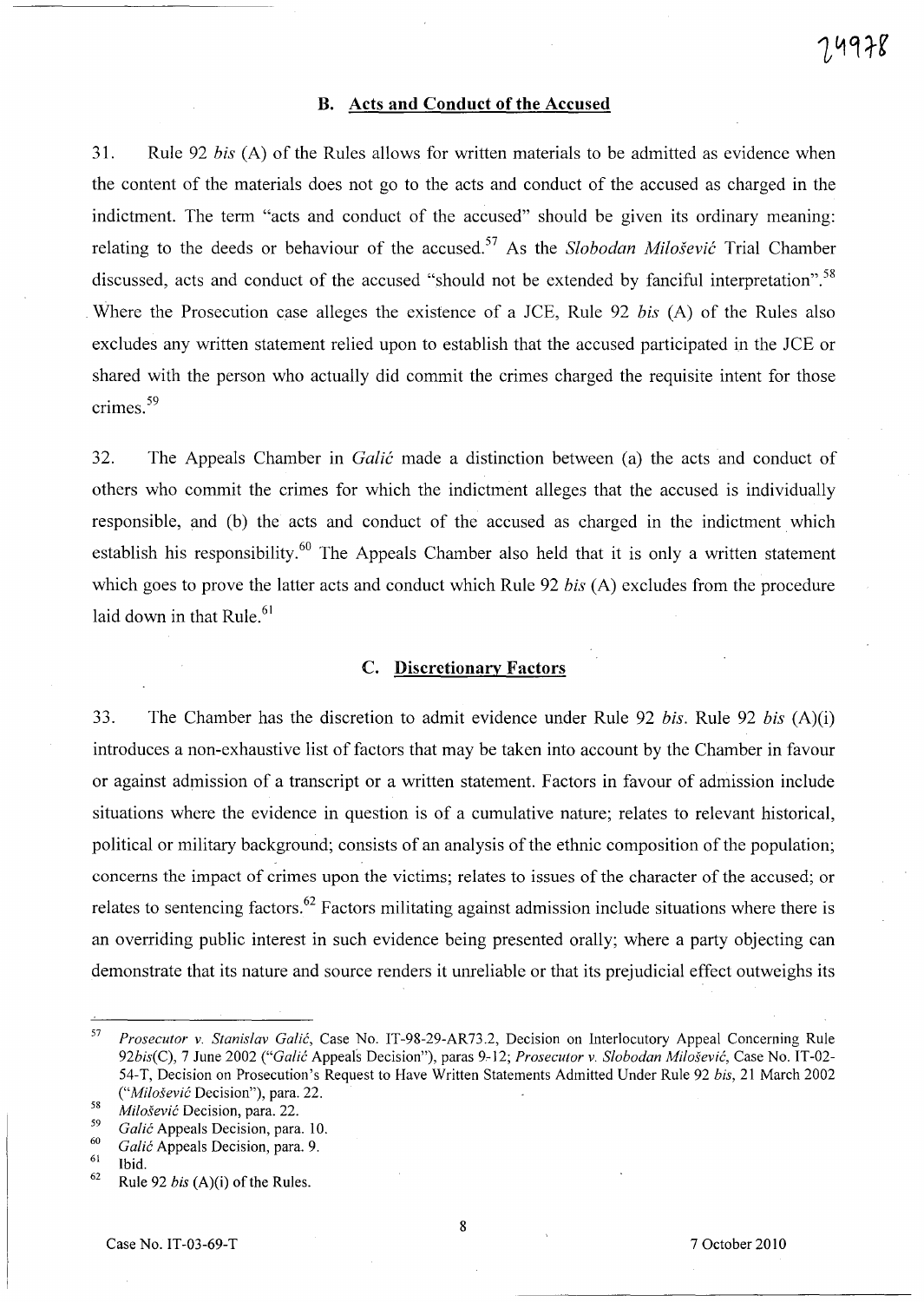### B. Acts and Conduct of the Accused

31. Rule 92 *bis* (A) of the Rules allows for written materials to be admitted as evidence when the content of the materials does not go to the acts and conduct of the accused as charged in the indictment. The term "acts and conduct of the accused" should be given its ordinary meaning: relating to the deeds or behaviour of the accused.[57] As the *Slobodan Milošević* Trial Chamber discussed, acts and conduct of the accused "should not be extended by fanciful interpretation".[58] Where the Prosecution case alleges the existence of a JCE, Rule 92 *bis* (A) of the Rules also excludes any written statement relied upon to establish that the accused participated in the JCE or shared with the person who actually did commit the crimes charged the requisite intent for those crimes.[59]

32. The Appeals Chamber in *Galić* made a distinction between (a) the acts and conduct of others who commit the crimes for which the indictment alleges that the accused is individually responsible, and (b) the acts and conduct of the accused as charged in the indictment which establish his responsibility.[60] The Appeals Chamber also held that it is only a written statement which goes to prove the latter acts and conduct which Rule 92 *bis* (A) excludes from the procedure laid down in that Rule.[61]

### C. Discretionary Factors

33. The Chamber has the discretion to admit evidence under Rule 92 *bis*. Rule 92 *bis* (A)(i) introduces a non-exhaustive list of factors that may be taken into account by the Chamber in favour or against admission of a transcript or a written statement. Factors in favour of admission include situations where the evidence in question is of a cumulative nature; relates to relevant historical, political or military background; consists of an analysis of the ethnic composition of the population; concerns the impact of crimes upon the victims; relates to issues of the character of the accused; or relates to sentencing factors.[62] Factors militating against admission include situations where there is an overriding public interest in such evidence being presented orally; where a party objecting can demonstrate that its nature and source renders it unreliable or that its prejudicial effect outweighs its

---

[57] *Prosecutor v. Stanislav Galić*, Case No. IT-98-29-AR73.2, Decision on Interlocutory Appeal Concerning Rule 92*bis*(C), 7 June 2002 ("*Galić* Appeals Decision"), paras 9-12; *Prosecutor v. Slobodan Milošević*, Case No. IT-02-54-T, Decision on Prosecution's Request to Have Written Statements Admitted Under Rule 92 *bis*, 21 March 2002 ("*Milošević* Decision"), para. 22.

[58] *Milošević* Decision, para. 22.

[59] *Galić* Appeals Decision, para. 10.

[60] *Galić* Appeals Decision, para. 9.

[61] Ibid.

[62] Rule 92 *bis* (A)(i) of the Rules.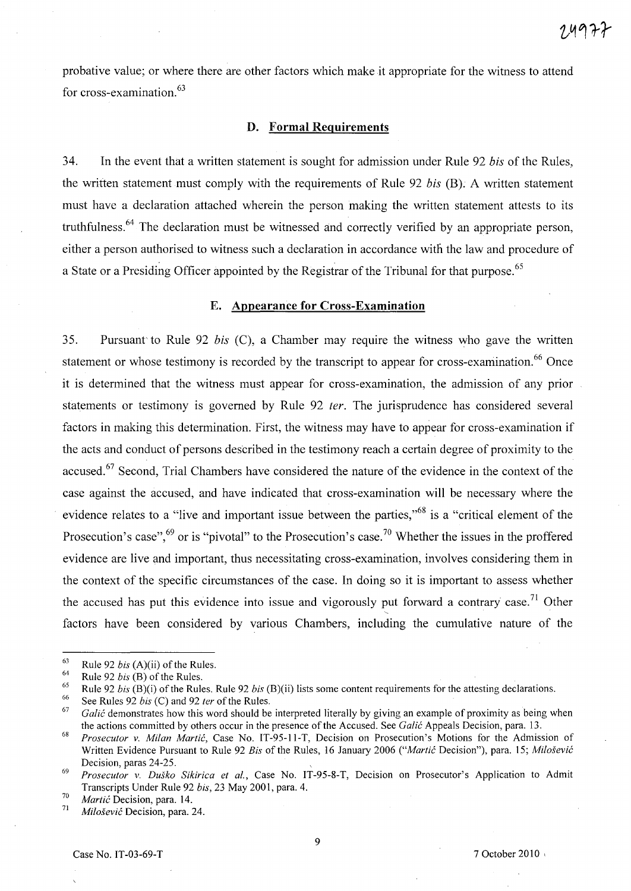probative value; or where there are other factors which make it appropriate for the witness to attend for cross-examination.[63]

### D. Formal Requirements

34. In the event that a written statement is sought for admission under Rule 92 *bis* of the Rules, the written statement must comply with the requirements of Rule 92 *bis* (B). A written statement must have a declaration attached wherein the person making the written statement attests to its truthfulness.[64] The declaration must be witnessed and correctly verified by an appropriate person, either a person authorised to witness such a declaration in accordance with the law and procedure of a State or a Presiding Officer appointed by the Registrar of the Tribunal for that purpose.[65]

### E. Appearance for Cross-Examination

35. Pursuant to Rule 92 *bis* (C), a Chamber may require the witness who gave the written statement or whose testimony is recorded by the transcript to appear for cross-examination.[66] Once it is determined that the witness must appear for cross-examination, the admission of any prior statements or testimony is governed by Rule 92 *ter*. The jurisprudence has considered several factors in making this determination. First, the witness may have to appear for cross-examination if the acts and conduct of persons described in the testimony reach a certain degree of proximity to the accused.[67] Second, Trial Chambers have considered the nature of the evidence in the context of the case against the accused, and have indicated that cross-examination will be necessary where the evidence relates to a "live and important issue between the parties,"[68] is a "critical element of the Prosecution's case",[69] or is "pivotal" to the Prosecution's case.[70] Whether the issues in the proffered evidence are live and important, thus necessitating cross-examination, involves considering them in the context of the specific circumstances of the case. In doing so it is important to assess whether the accused has put this evidence into issue and vigorously put forward a contrary case.[71] Other factors have been considered by various Chambers, including the cumulative nature of the

---

[63] Rule 92 *bis* (A)(ii) of the Rules.

[64] Rule 92 *bis* (B) of the Rules.

[65] Rule 92 *bis* (B)(i) of the Rules. Rule 92 *bis* (B)(ii) lists some content requirements for the attesting declarations.

[66] See Rules 92 *bis* (C) and 92 *ter* of the Rules.

[67] *Galić* demonstrates how this word should be interpreted literally by giving an example of proximity as being when the actions committed by others occur in the presence of the Accused. See *Galić* Appeals Decision, para. 13.

[68] *Prosecutor v. Milan Martić*, Case No. IT-95-11-T, Decision on Prosecution's Motions for the Admission of Written Evidence Pursuant to Rule 92 *Bis* of the Rules, 16 January 2006 ("*Martić* Decision"), para. 15; *Milošević* Decision, paras 24-25.

[69] *Prosecutor v. Duško Sikirica et al.*, Case No. IT-95-8-T, Decision on Prosecutor's Application to Admit Transcripts Under Rule 92 *bis*, 23 May 2001, para. 4.

[70] *Martić* Decision, para. 14.

[71] *Milošević* Decision, para. 24.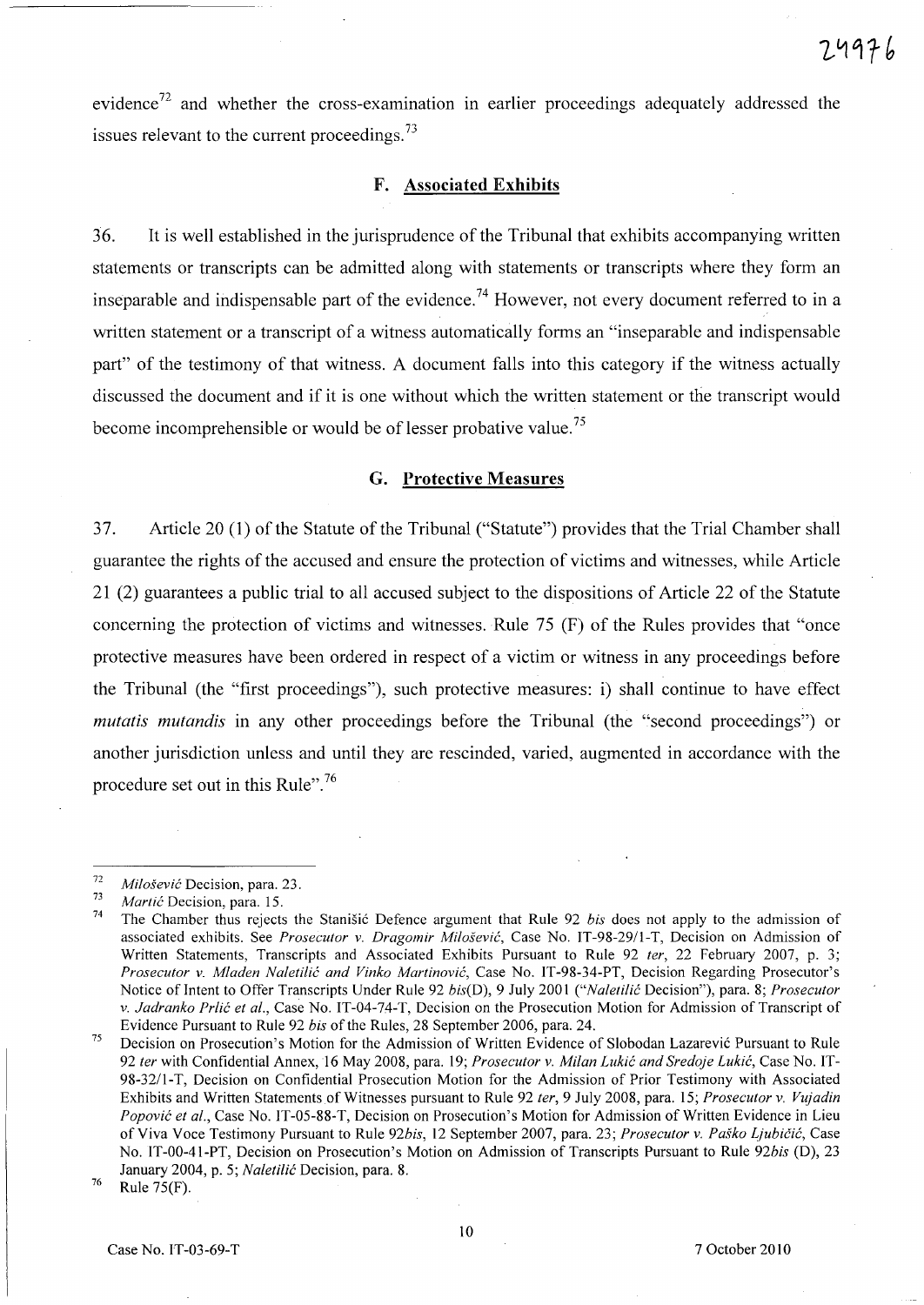evidence[72] and whether the cross-examination in earlier proceedings adequately addressed the issues relevant to the current proceedings.[73]

### F. Associated Exhibits

36. It is well established in the jurisprudence of the Tribunal that exhibits accompanying written statements or transcripts can be admitted along with statements or transcripts where they form an inseparable and indispensable part of the evidence.[74] However, not every document referred to in a written statement or a transcript of a witness automatically forms an "inseparable and indispensable part" of the testimony of that witness. A document falls into this category if the witness actually discussed the document and if it is one without which the written statement or the transcript would become incomprehensible or would be of lesser probative value.[75]

### G. Protective Measures

37. Article 20 (1) of the Statute of the Tribunal ("Statute") provides that the Trial Chamber shall guarantee the rights of the accused and ensure the protection of victims and witnesses, while Article 21 (2) guarantees a public trial to all accused subject to the dispositions of Article 22 of the Statute concerning the protection of victims and witnesses. Rule 75 (F) of the Rules provides that "once protective measures have been ordered in respect of a victim or witness in any proceedings before the Tribunal (the "first proceedings"), such protective measures: i) shall continue to have effect *mutatis mutandis* in any other proceedings before the Tribunal (the "second proceedings") or another jurisdiction unless and until they are rescinded, varied, augmented in accordance with the procedure set out in this Rule".[76]

---

[72] *Milošević* Decision, para. 23.

[73] *Martić* Decision, para. 15.

[74] The Chamber thus rejects the Stanišić Defence argument that Rule 92 *bis* does not apply to the admission of associated exhibits. See *Prosecutor v. Dragomir Milošević*, Case No. IT-98-29/1-T, Decision on Admission of Written Statements, Transcripts and Associated Exhibits Pursuant to Rule 92 *ter*, 22 February 2007, p. 3; *Prosecutor v. Mladen Naletilić and Vinko Martinović*, Case No. IT-98-34-PT, Decision Regarding Prosecutor's Notice of Intent to Offer Transcripts Under Rule 92 *bis*(D), 9 July 2001 (*"Naletilić* Decision"), para. 8; *Prosecutor v. Jadranko Prlić et al.*, Case No. IT-04-74-T, Decision on the Prosecution Motion for Admission of Transcript of Evidence Pursuant to Rule 92 *bis* of the Rules, 28 September 2006, para. 24.

[75] Decision on Prosecution's Motion for the Admission of Written Evidence of Slobodan Lazarević Pursuant to Rule 92 *ter* with Confidential Annex, 16 May 2008, para. 19; *Prosecutor v. Milan Lukić and Sredoje Lukić*, Case No. IT-98-32/1-T, Decision on Confidential Prosecution Motion for the Admission of Prior Testimony with Associated Exhibits and Written Statements of Witnesses pursuant to Rule 92 *ter*, 9 July 2008, para. 15; *Prosecutor v. Vujadin Popović et al.*, Case No. IT-05-88-T, Decision on Prosecution's Motion for Admission of Written Evidence in Lieu of Viva Voce Testimony Pursuant to Rule 92*bis*, 12 September 2007, para. 23; *Prosecutor v. Paško Ljubičić*, Case No. IT-00-41-PT, Decision on Prosecution's Motion on Admission of Transcripts Pursuant to Rule 92*bis* (D), 23 January 2004, p. 5; *Naletilić* Decision, para. 8.

[76] Rule 75(F).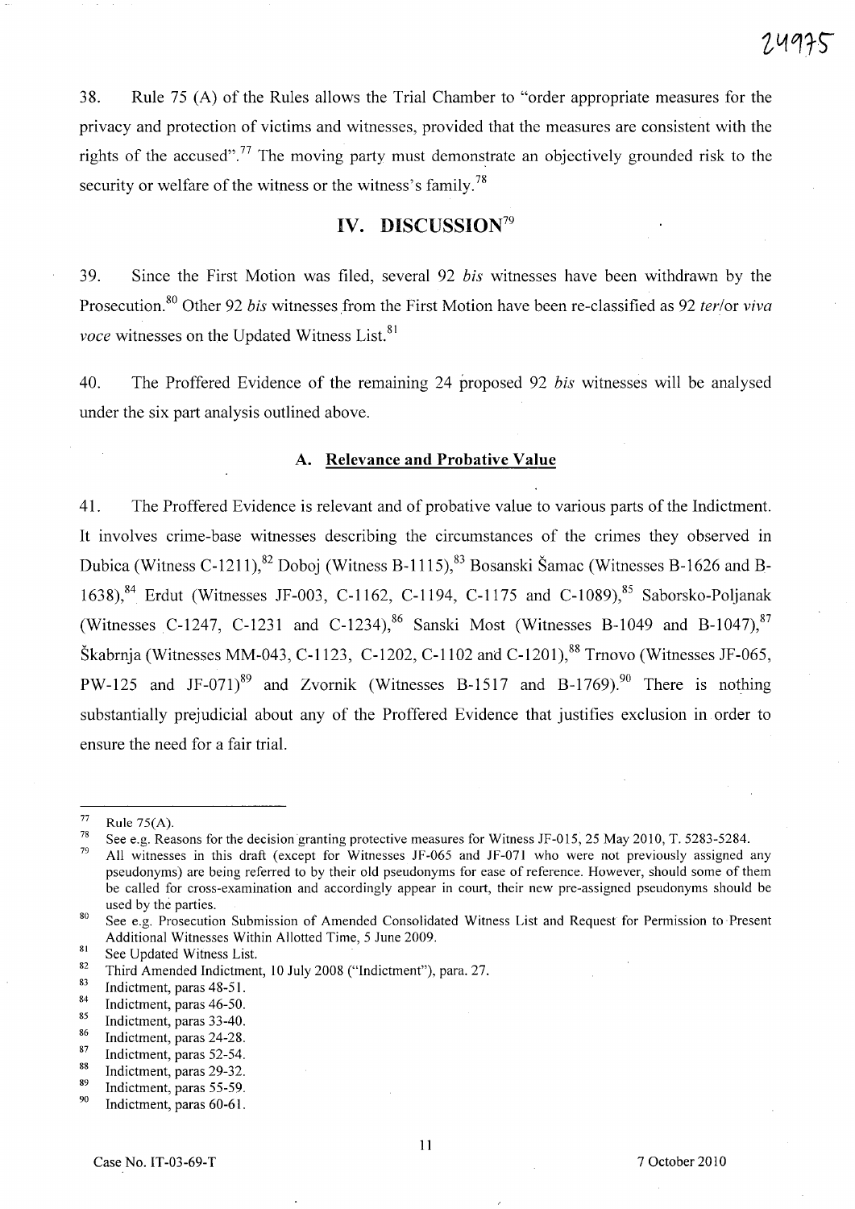38. Rule 75 (A) of the Rules allows the Trial Chamber to "order appropriate measures for the privacy and protection of victims and witnesses, provided that the measures are consistent with the rights of the accused".[77] The moving party must demonstrate an objectively grounded risk to the security or welfare of the witness or the witness's family.[78]

## IV. DISCUSSION[79]

39. Since the First Motion was filed, several 92 *bis* witnesses have been withdrawn by the Prosecution.[80] Other 92 *bis* witnesses from the First Motion have been re-classified as 92 *ter*/or *viva voce* witnesses on the Updated Witness List.[81]

40. The Proffered Evidence of the remaining 24 proposed 92 *bis* witnesses will be analysed under the six part analysis outlined above.

### A. Relevance and Probative Value

41. The Proffered Evidence is relevant and of probative value to various parts of the Indictment. It involves crime-base witnesses describing the circumstances of the crimes they observed in Dubica (Witness C-1211),[82] Doboj (Witness B-1115),[83] Bosanski Šamac (Witnesses B-1626 and B-1638),[84] Erdut (Witnesses JF-003, C-1162, C-1194, C-1175 and C-1089),[85] Saborsko-Poljanak (Witnesses C-1247, C-1231 and C-1234),[86] Sanski Most (Witnesses B-1049 and B-1047),[87] Škabrnja (Witnesses MM-043, C-1123, C-1202, C-1102 and C-1201),[88] Trnovo (Witnesses JF-065, PW-125 and JF-071)[89] and Zvornik (Witnesses B-1517 and B-1769).[90] There is nothing substantially prejudicial about any of the Proffered Evidence that justifies exclusion in order to ensure the need for a fair trial.

---

[77] Rule 75(A).

[78] See e.g. Reasons for the decision granting protective measures for Witness JF-015, 25 May 2010, T. 5283-5284.

[79] All witnesses in this draft (except for Witnesses JF-065 and JF-071 who were not previously assigned any pseudonyms) are being referred to by their old pseudonyms for ease of reference. However, should some of them be called for cross-examination and accordingly appear in court, their new pre-assigned pseudonyms should be used by the parties.

[80] See e.g. Prosecution Submission of Amended Consolidated Witness List and Request for Permission to Present Additional Witnesses Within Allotted Time, 5 June 2009.

[81] See Updated Witness List.

[82] Third Amended Indictment, 10 July 2008 ("Indictment"), para. 27.

[83] Indictment, paras 48-51.

[84] Indictment, paras 46-50.

[85] Indictment, paras 33-40.

[86] Indictment, paras 24-28.

[87] Indictment, paras 52-54.

[88] Indictment, paras 29-32.

[89] Indictment, paras 55-59.

[90] Indictment, paras 60-61.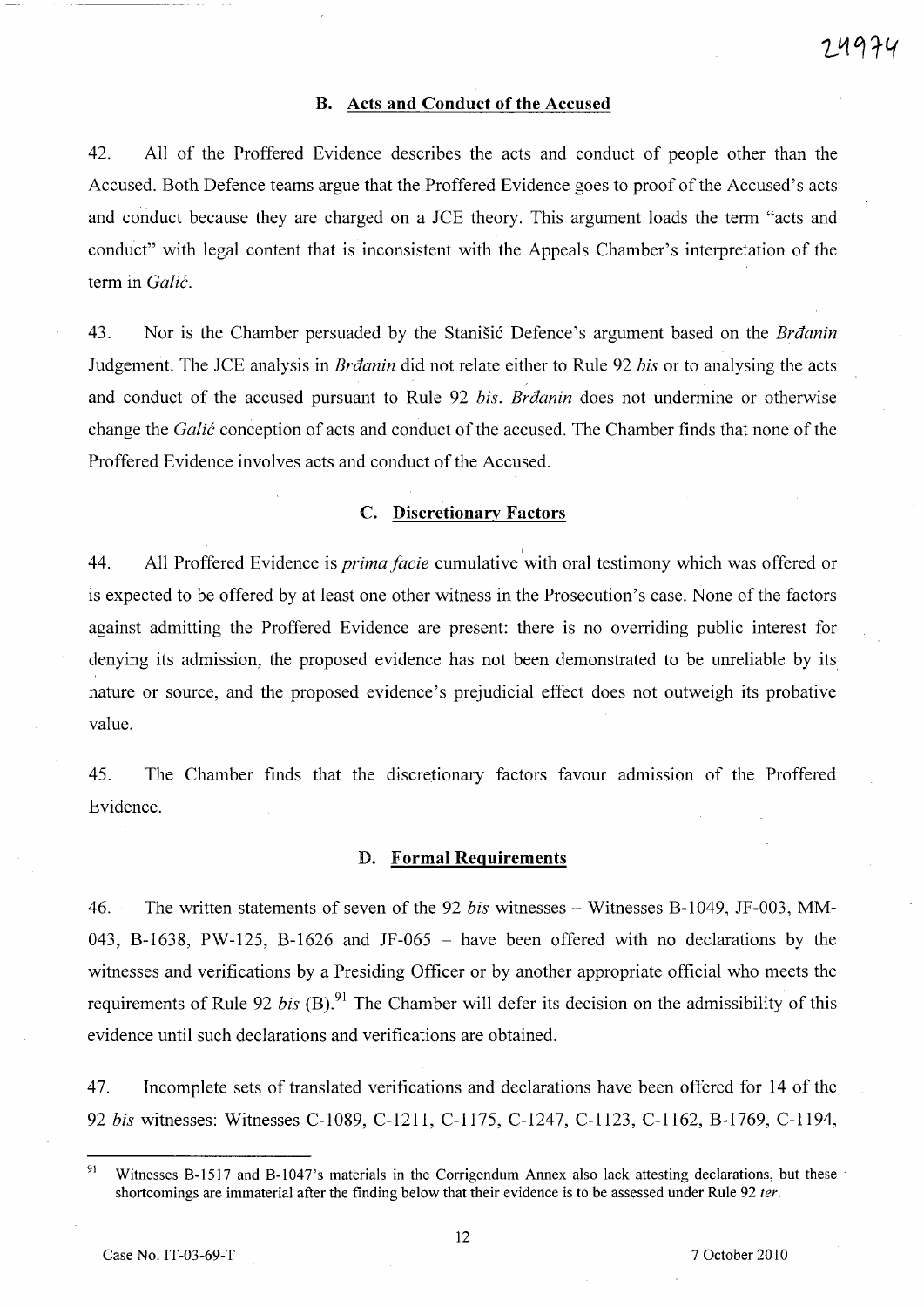### B. Acts and Conduct of the Accused

42. All of the Proffered Evidence describes the acts and conduct of people other than the Accused. Both Defence teams argue that the Proffered Evidence goes to proof of the Accused's acts and conduct because they are charged on a JCE theory. This argument loads the term "acts and conduct" with legal content that is inconsistent with the Appeals Chamber's interpretation of the term in *Galić*.

43. Nor is the Chamber persuaded by the Stanišić Defence's argument based on the *Brđanin* Judgement. The JCE analysis in *Brđanin* did not relate either to Rule 92 *bis* or to analysing the acts and conduct of the accused pursuant to Rule 92 *bis*. *Brđanin* does not undermine or otherwise change the *Galić* conception of acts and conduct of the accused. The Chamber finds that none of the Proffered Evidence involves acts and conduct of the Accused.

### C. Discretionary Factors

44. All Proffered Evidence is *prima facie* cumulative with oral testimony which was offered or is expected to be offered by at least one other witness in the Prosecution's case. None of the factors against admitting the Proffered Evidence are present: there is no overriding public interest for denying its admission, the proposed evidence has not been demonstrated to be unreliable by its nature or source, and the proposed evidence's prejudicial effect does not outweigh its probative value.

45. The Chamber finds that the discretionary factors favour admission of the Proffered Evidence.

### D. Formal Requirements

46. The written statements of seven of the 92 *bis* witnesses – Witnesses B-1049, JF-003, MM-043, B-1638, PW-125, B-1626 and JF-065 – have been offered with no declarations by the witnesses and verifications by a Presiding Officer or by another appropriate official who meets the requirements of Rule 92 *bis* (B).[91] The Chamber will defer its decision on the admissibility of this evidence until such declarations and verifications are obtained.

47. Incomplete sets of translated verifications and declarations have been offered for 14 of the 92 *bis* witnesses: Witnesses C-1089, C-1211, C-1175, C-1247, C-1123, C-1162, B-1769, C-1194,

[91] Witnesses B-1517 and B-1047's materials in the Corrigendum Annex also lack attesting declarations, but these shortcomings are immaterial after the finding below that their evidence is to be assessed under Rule 92 *ter*.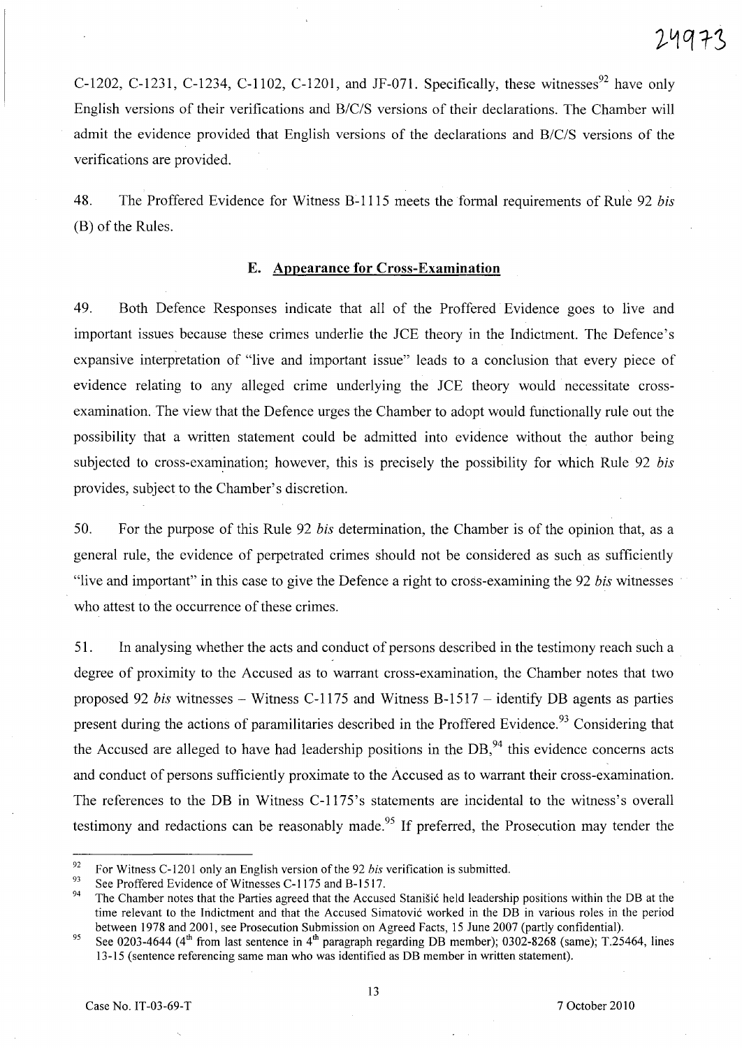C-1202, C-1231, C-1234, C-1102, C-1201, and JF-071. Specifically, these witnesses[92] have only English versions of their verifications and B/C/S versions of their declarations. The Chamber will admit the evidence provided that English versions of the declarations and B/C/S versions of the verifications are provided.

48. The Proffered Evidence for Witness B-1115 meets the formal requirements of Rule 92 *bis* (B) of the Rules.

### E. Appearance for Cross-Examination

49. Both Defence Responses indicate that all of the Proffered Evidence goes to live and important issues because these crimes underlie the JCE theory in the Indictment. The Defence's expansive interpretation of "live and important issue" leads to a conclusion that every piece of evidence relating to any alleged crime underlying the JCE theory would necessitate cross-examination. The view that the Defence urges the Chamber to adopt would functionally rule out the possibility that a written statement could be admitted into evidence without the author being subjected to cross-examination; however, this is precisely the possibility for which Rule 92 *bis* provides, subject to the Chamber's discretion.

50. For the purpose of this Rule 92 *bis* determination, the Chamber is of the opinion that, as a general rule, the evidence of perpetrated crimes should not be considered as such as sufficiently "live and important" in this case to give the Defence a right to cross-examining the 92 *bis* witnesses who attest to the occurrence of these crimes.

51. In analysing whether the acts and conduct of persons described in the testimony reach such a degree of proximity to the Accused as to warrant cross-examination, the Chamber notes that two proposed 92 *bis* witnesses – Witness C-1175 and Witness B-1517 – identify DB agents as parties present during the actions of paramilitaries described in the Proffered Evidence.[93] Considering that the Accused are alleged to have had leadership positions in the DB,[94] this evidence concerns acts and conduct of persons sufficiently proximate to the Accused as to warrant their cross-examination. The references to the DB in Witness C-1175's statements are incidental to the witness's overall testimony and redactions can be reasonably made.[95] If preferred, the Prosecution may tender the

---

[92] For Witness C-1201 only an English version of the 92 *bis* verification is submitted.

[93] See Proffered Evidence of Witnesses C-1175 and B-1517.

[94] The Chamber notes that the Parties agreed that the Accused Stanišić held leadership positions within the DB at the time relevant to the Indictment and that the Accused Simatović worked in the DB in various roles in the period between 1978 and 2001, see Prosecution Submission on Agreed Facts, 15 June 2007 (partly confidential).

[95] See 0203-4644 (4th from last sentence in 4th paragraph regarding DB member); 0302-8268 (same); T.25464, lines 13-15 (sentence referencing same man who was identified as DB member in written statement).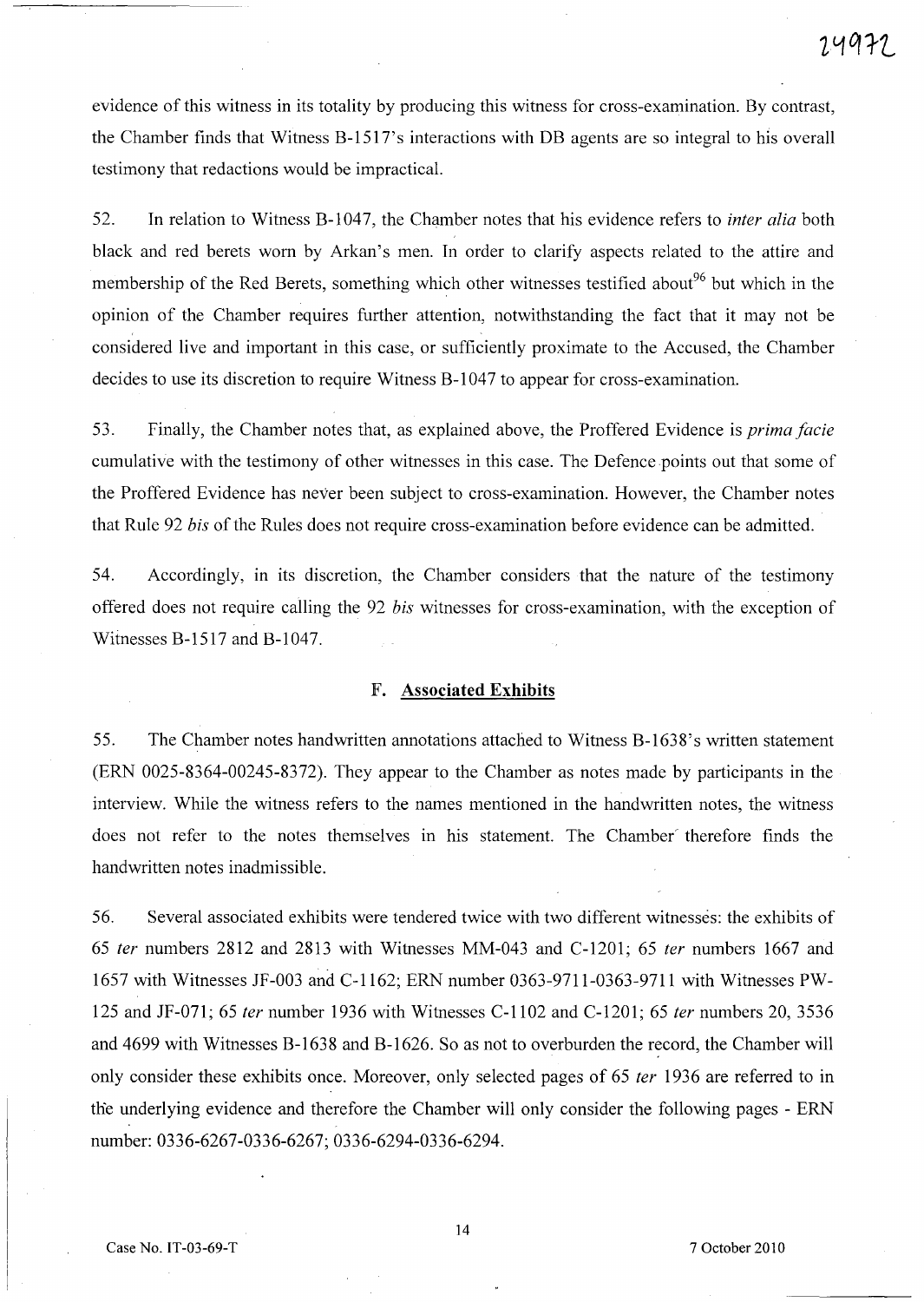evidence of this witness in its totality by producing this witness for cross-examination. By contrast, the Chamber finds that Witness B-1517's interactions with DB agents are so integral to his overall testimony that redactions would be impractical.

52. In relation to Witness B-1047, the Chamber notes that his evidence refers to *inter alia* both black and red berets worn by Arkan's men. In order to clarify aspects related to the attire and membership of the Red Berets, something which other witnesses testified about[96] but which in the opinion of the Chamber requires further attention, notwithstanding the fact that it may not be considered live and important in this case, or sufficiently proximate to the Accused, the Chamber decides to use its discretion to require Witness B-1047 to appear for cross-examination.

53. Finally, the Chamber notes that, as explained above, the Proffered Evidence is *prima facie* cumulative with the testimony of other witnesses in this case. The Defence points out that some of the Proffered Evidence has never been subject to cross-examination. However, the Chamber notes that Rule 92 *bis* of the Rules does not require cross-examination before evidence can be admitted.

54. Accordingly, in its discretion, the Chamber considers that the nature of the testimony offered does not require calling the 92 *bis* witnesses for cross-examination, with the exception of Witnesses B-1517 and B-1047.

### F. Associated Exhibits

55. The Chamber notes handwritten annotations attached to Witness B-1638's written statement (ERN 0025-8364-00245-8372). They appear to the Chamber as notes made by participants in the interview. While the witness refers to the names mentioned in the handwritten notes, the witness does not refer to the notes themselves in his statement. The Chamber therefore finds the handwritten notes inadmissible.

56. Several associated exhibits were tendered twice with two different witnesses: the exhibits of 65 *ter* numbers 2812 and 2813 with Witnesses MM-043 and C-1201; 65 *ter* numbers 1667 and 1657 with Witnesses JF-003 and C-1162; ERN number 0363-9711-0363-9711 with Witnesses PW-125 and JF-071; 65 *ter* number 1936 with Witnesses C-1102 and C-1201; 65 *ter* numbers 20, 3536 and 4699 with Witnesses B-1638 and B-1626. So as not to overburden the record, the Chamber will only consider these exhibits once. Moreover, only selected pages of 65 *ter* 1936 are referred to in the underlying evidence and therefore the Chamber will only consider the following pages - ERN number: 0336-6267-0336-6267; 0336-6294-0336-6294.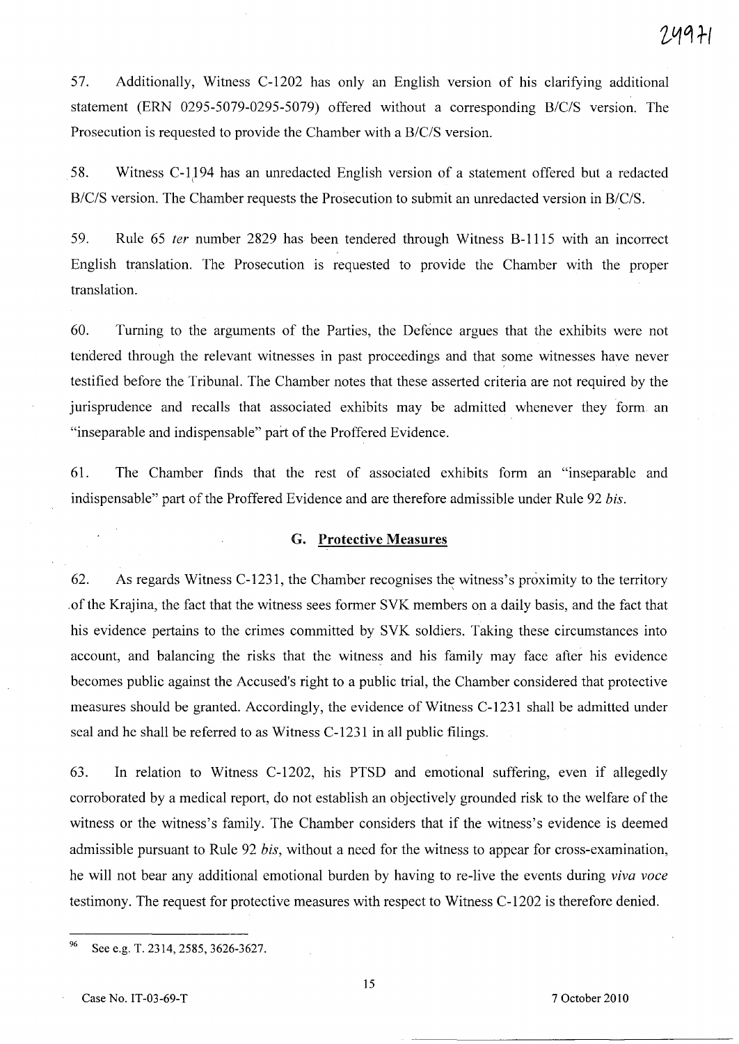57. Additionally, Witness C-1202 has only an English version of his clarifying additional statement (ERN 0295-5079-0295-5079) offered without a corresponding B/C/S version. The Prosecution is requested to provide the Chamber with a B/C/S version.

58. Witness C-1194 has an unredacted English version of a statement offered but a redacted B/C/S version. The Chamber requests the Prosecution to submit an unredacted version in B/C/S.

59. Rule 65 *ter* number 2829 has been tendered through Witness B-1115 with an incorrect English translation. The Prosecution is requested to provide the Chamber with the proper translation.

60. Turning to the arguments of the Parties, the Defence argues that the exhibits were not tendered through the relevant witnesses in past proceedings and that some witnesses have never testified before the Tribunal. The Chamber notes that these asserted criteria are not required by the jurisprudence and recalls that associated exhibits may be admitted whenever they form an "inseparable and indispensable" part of the Proffered Evidence.

61. The Chamber finds that the rest of associated exhibits form an "inseparable and indispensable" part of the Proffered Evidence and are therefore admissible under Rule 92 *bis*.

## G. Protective Measures

62. As regards Witness C-1231, the Chamber recognises the witness's proximity to the territory of the Krajina, the fact that the witness sees former SVK members on a daily basis, and the fact that his evidence pertains to the crimes committed by SVK soldiers. Taking these circumstances into account, and balancing the risks that the witness and his family may face after his evidence becomes public against the Accused's right to a public trial, the Chamber considered that protective measures should be granted. Accordingly, the evidence of Witness C-1231 shall be admitted under seal and he shall be referred to as Witness C-1231 in all public filings.

63. In relation to Witness C-1202, his PTSD and emotional suffering, even if allegedly corroborated by a medical report, do not establish an objectively grounded risk to the welfare of the witness or the witness's family. The Chamber considers that if the witness's evidence is deemed admissible pursuant to Rule 92 *bis*, without a need for the witness to appear for cross-examination, he will not bear any additional emotional burden by having to re-live the events during *viva voce* testimony. The request for protective measures with respect to Witness C-1202 is therefore denied.

---

[96] See e.g. T. 2314, 2585, 3626-3627.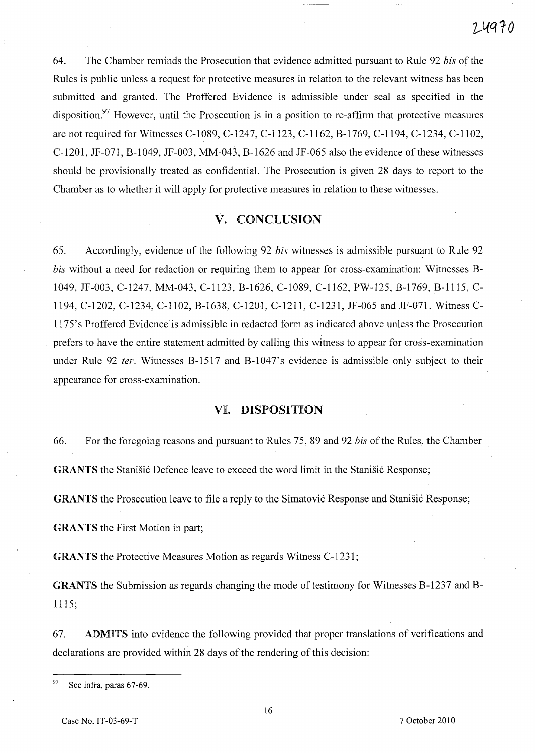64. The Chamber reminds the Prosecution that evidence admitted pursuant to Rule 92 *bis* of the Rules is public unless a request for protective measures in relation to the relevant witness has been submitted and granted. The Proffered Evidence is admissible under seal as specified in the disposition.[97] However, until the Prosecution is in a position to re-affirm that protective measures are not required for Witnesses C-1089, C-1247, C-1123, C-1162, B-1769, C-1194, C-1234, C-1102, C-1201, JF-071, B-1049, JF-003, MM-043, B-1626 and JF-065 also the evidence of these witnesses should be provisionally treated as confidential. The Prosecution is given 28 days to report to the Chamber as to whether it will apply for protective measures in relation to these witnesses.

## V. CONCLUSION

65. Accordingly, evidence of the following 92 *bis* witnesses is admissible pursuant to Rule 92 *bis* without a need for redaction or requiring them to appear for cross-examination: Witnesses B-1049, JF-003, C-1247, MM-043, C-1123, B-1626, C-1089, C-1162, PW-125, B-1769, B-1115, C-1194, C-1202, C-1234, C-1102, B-1638, C-1201, C-1211, C-1231, JF-065 and JF-071. Witness C-1175's Proffered Evidence is admissible in redacted form as indicated above unless the Prosecution prefers to have the entire statement admitted by calling this witness to appear for cross-examination under Rule 92 *ter*. Witnesses B-1517 and B-1047's evidence is admissible only subject to their appearance for cross-examination.

## VI. DISPOSITION

66. For the foregoing reasons and pursuant to Rules 75, 89 and 92 *bis* of the Rules, the Chamber

**GRANTS** the Stanišić Defence leave to exceed the word limit in the Stanišić Response;

**GRANTS** the Prosecution leave to file a reply to the Simatović Response and Stanišić Response;

**GRANTS** the First Motion in part;

**GRANTS** the Protective Measures Motion as regards Witness C-1231;

**GRANTS** the Submission as regards changing the mode of testimony for Witnesses B-1237 and B-1115;

67. **ADMITS** into evidence the following provided that proper translations of verifications and declarations are provided within 28 days of the rendering of this decision:

---

[97] See infra, paras 67-69.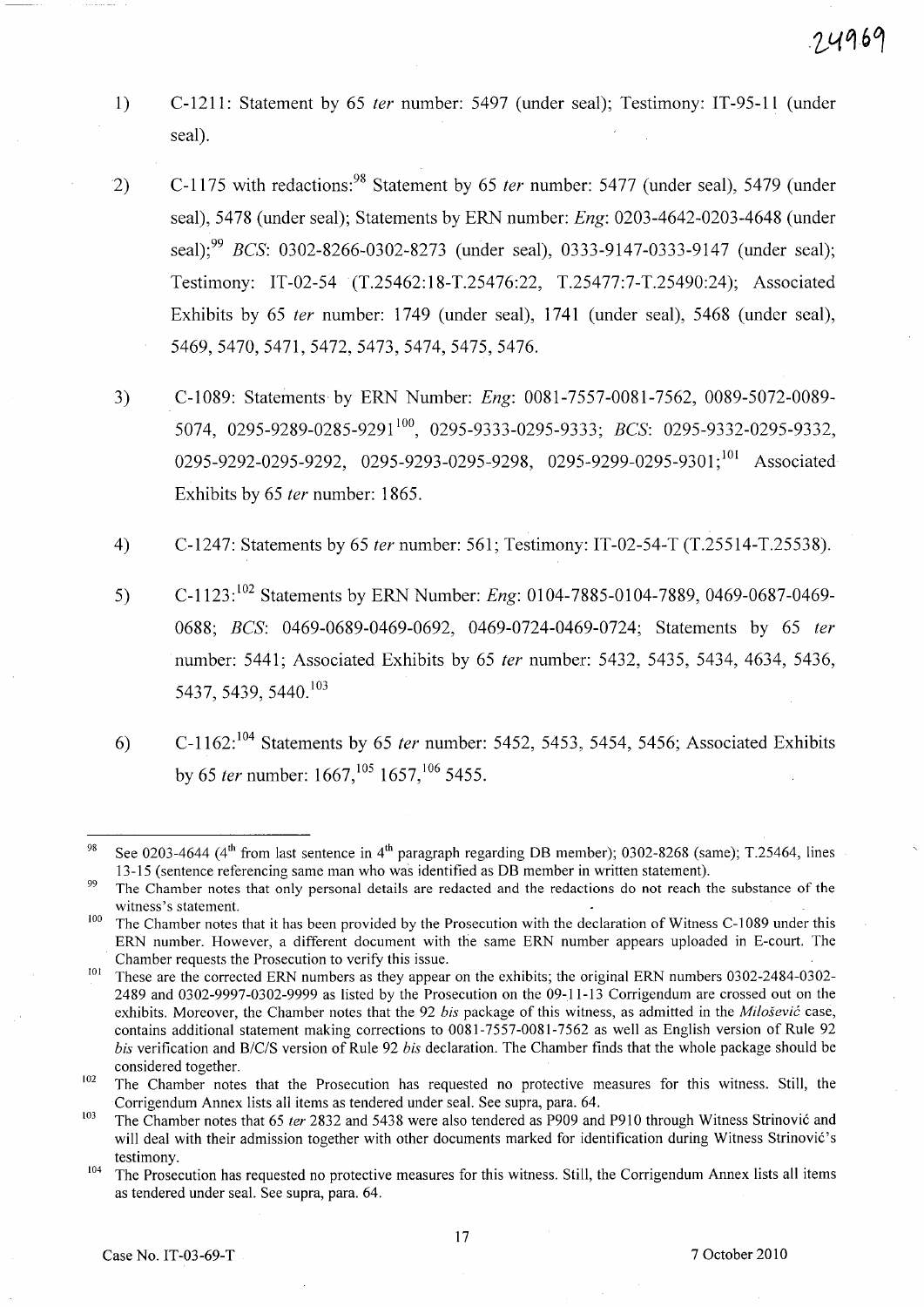1) C-1211: Statement by 65 *ter* number: 5497 (under seal); Testimony: IT-95-11 (under seal).

2) C-1175 with redactions:[98] Statement by 65 *ter* number: 5477 (under seal), 5479 (under seal), 5478 (under seal); Statements by ERN number: *Eng*: 0203-4642-0203-4648 (under seal);[99] *BCS*: 0302-8266-0302-8273 (under seal), 0333-9147-0333-9147 (under seal); Testimony: IT-02-54 (T.25462:18-T.25476:22, T.25477:7-T.25490:24); Associated Exhibits by 65 *ter* number: 1749 (under seal), 1741 (under seal), 5468 (under seal), 5469, 5470, 5471, 5472, 5473, 5474, 5475, 5476.

3) C-1089: Statements by ERN Number: *Eng*: 0081-7557-0081-7562, 0089-5072-0089-5074, 0295-9289-0285-9291[100], 0295-9333-0295-9333; *BCS*: 0295-9332-0295-9332, 0295-9292-0295-9292, 0295-9293-0295-9298, 0295-9299-0295-9301;[101] Associated Exhibits by 65 *ter* number: 1865.

4) C-1247: Statements by 65 *ter* number: 561; Testimony: IT-02-54-T (T.25514-T.25538).

5) C-1123:[102] Statements by ERN Number: *Eng*: 0104-7885-0104-7889, 0469-0687-0469-0688; *BCS*: 0469-0689-0469-0692, 0469-0724-0469-0724; Statements by 65 *ter* number: 5441; Associated Exhibits by 65 *ter* number: 5432, 5435, 5434, 4634, 5436, 5437, 5439, 5440.[103]

6) C-1162:[104] Statements by 65 *ter* number: 5452, 5453, 5454, 5456; Associated Exhibits by 65 *ter* number: 1667,[105] 1657,[106] 5455.

---

[98] See 0203-4644 (4th from last sentence in 4th paragraph regarding DB member); 0302-8268 (same); T.25464, lines 13-15 (sentence referencing same man who was identified as DB member in written statement).

[99] The Chamber notes that only personal details are redacted and the redactions do not reach the substance of the witness's statement.

[100] The Chamber notes that it has been provided by the Prosecution with the declaration of Witness C-1089 under this ERN number. However, a different document with the same ERN number appears uploaded in E-court. The Chamber requests the Prosecution to verify this issue.

[101] These are the corrected ERN numbers as they appear on the exhibits; the original ERN numbers 0302-2484-0302-2489 and 0302-9997-0302-9999 as listed by the Prosecution on the 09-11-13 Corrigendum are crossed out on the exhibits. Moreover, the Chamber notes that the 92 *bis* package of this witness, as admitted in the *Milošević* case, contains additional statement making corrections to 0081-7557-0081-7562 as well as English version of Rule 92 *bis* verification and B/C/S version of Rule 92 *bis* declaration. The Chamber finds that the whole package should be considered together.

[102] The Chamber notes that the Prosecution has requested no protective measures for this witness. Still, the Corrigendum Annex lists all items as tendered under seal. See supra, para. 64.

[103] The Chamber notes that 65 *ter* 2832 and 5438 were also tendered as P909 and P910 through Witness Strinović and will deal with their admission together with other documents marked for identification during Witness Strinović's testimony.

[104] The Prosecution has requested no protective measures for this witness. Still, the Corrigendum Annex lists all items as tendered under seal. See supra, para. 64.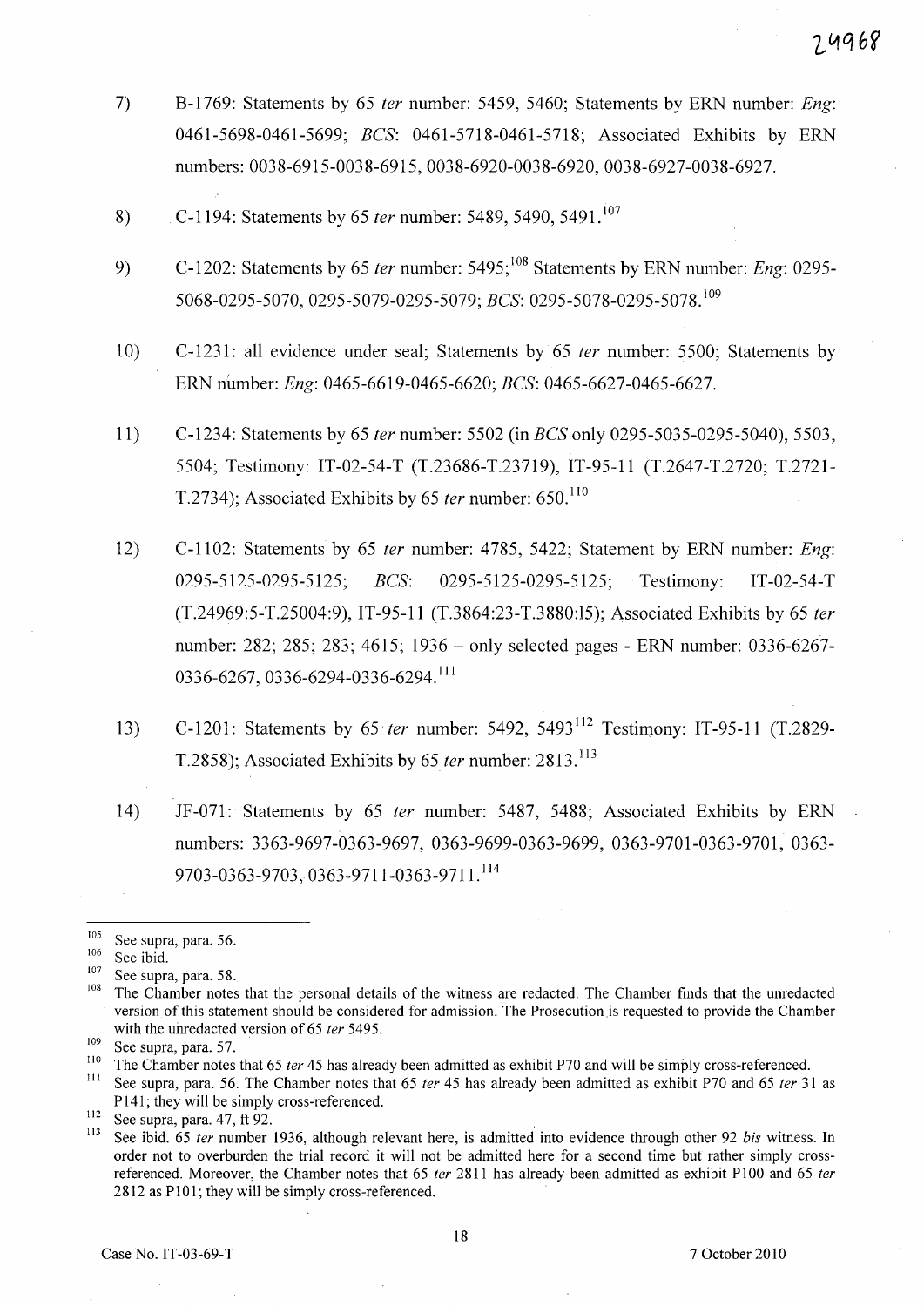7) B-1769: Statements by 65 *ter* number: 5459, 5460; Statements by ERN number: *Eng*: 0461-5698-0461-5699; *BCS*: 0461-5718-0461-5718; Associated Exhibits by ERN numbers: 0038-6915-0038-6915, 0038-6920-0038-6920, 0038-6927-0038-6927.

8) C-1194: Statements by 65 *ter* number: 5489, 5490, 5491.[107]

9) C-1202: Statements by 65 *ter* number: 5495;[108] Statements by ERN number: *Eng*: 0295-5068-0295-5070, 0295-5079-0295-5079; *BCS*: 0295-5078-0295-5078.[109]

10) C-1231: all evidence under seal; Statements by 65 *ter* number: 5500; Statements by ERN number: *Eng*: 0465-6619-0465-6620; *BCS*: 0465-6627-0465-6627.

11) C-1234: Statements by 65 *ter* number: 5502 (in *BCS* only 0295-5035-0295-5040), 5503, 5504; Testimony: IT-02-54-T (T.23686-T.23719), IT-95-11 (T.2647-T.2720; T.2721-T.2734); Associated Exhibits by 65 *ter* number: 650.[110]

12) C-1102: Statements by 65 *ter* number: 4785, 5422; Statement by ERN number: *Eng*: 0295-5125-0295-5125; *BCS*: 0295-5125-0295-5125; Testimony: IT-02-54-T (T.24969:5-T.25004:9), IT-95-11 (T.3864:23-T.3880:15); Associated Exhibits by 65 *ter* number: 282; 285; 283; 4615; 1936 – only selected pages - ERN number: 0336-6267-0336-6267, 0336-6294-0336-6294.[111]

13) C-1201: Statements by 65 *ter* number: 5492, 5493[112] Testimony: IT-95-11 (T.2829-T.2858); Associated Exhibits by 65 *ter* number: 2813.[113]

14) JF-071: Statements by 65 *ter* number: 5487, 5488; Associated Exhibits by ERN numbers: 3363-9697-0363-9697, 0363-9699-0363-9699, 0363-9701-0363-9701, 0363-9703-0363-9703, 0363-9711-0363-9711.[114]

---

[105] See supra, para. 56.

[106] See ibid.

[107] See supra, para. 58.

[108] The Chamber notes that the personal details of the witness are redacted. The Chamber finds that the unredacted version of this statement should be considered for admission. The Prosecution is requested to provide the Chamber with the unredacted version of 65 *ter* 5495.

[109] See supra, para. 57.

[110] The Chamber notes that 65 *ter* 45 has already been admitted as exhibit P70 and will be simply cross-referenced.

[111] See supra, para. 56. The Chamber notes that 65 *ter* 45 has already been admitted as exhibit P70 and 65 *ter* 31 as P141; they will be simply cross-referenced.

[112] See supra, para. 47, ft 92.

[113] See ibid. 65 *ter* number 1936, although relevant here, is admitted into evidence through other 92 *bis* witness. In order not to overburden the trial record it will not be admitted here for a second time but rather simply cross-referenced. Moreover, the Chamber notes that 65 *ter* 2811 has already been admitted as exhibit P100 and 65 *ter* 2812 as P101; they will be simply cross-referenced.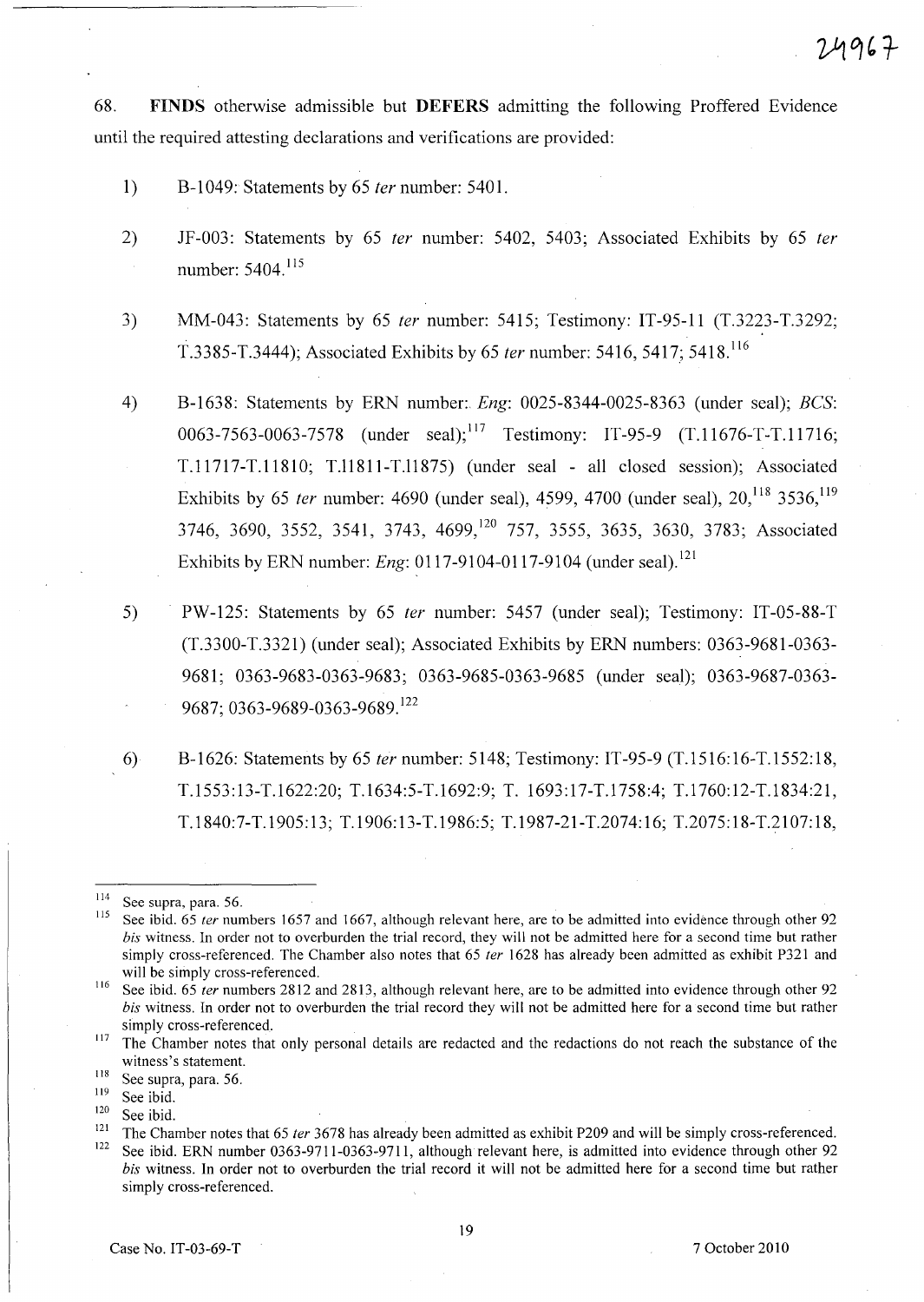68. **FINDS** otherwise admissible but **DEFERS** admitting the following Proffered Evidence until the required attesting declarations and verifications are provided:

1) B-1049: Statements by 65 *ter* number: 5401.

2) JF-003: Statements by 65 *ter* number: 5402, 5403; Associated Exhibits by 65 *ter* number: 5404.[115]

3) MM-043: Statements by 65 *ter* number: 5415; Testimony: IT-95-11 (T.3223-T.3292; T.3385-T.3444); Associated Exhibits by 65 *ter* number: 5416, 5417; 5418.[116]

4) B-1638: Statements by ERN number: *Eng*: 0025-8344-0025-8363 (under seal); *BCS*: 0063-7563-0063-7578 (under seal);[117] Testimony: IT-95-9 (T.11676-T-T.11716; T.11717-T.11810; T.11811-T.11875) (under seal - all closed session); Associated Exhibits by 65 *ter* number: 4690 (under seal), 4599, 4700 (under seal), 20,[118] 3536,[119] 3746, 3690, 3552, 3541, 3743, 4699,[120] 757, 3555, 3635, 3630, 3783; Associated Exhibits by ERN number: *Eng*: 0117-9104-0117-9104 (under seal).[121]

5) PW-125: Statements by 65 *ter* number: 5457 (under seal); Testimony: IT-05-88-T (T.3300-T.3321) (under seal); Associated Exhibits by ERN numbers: 0363-9681-0363-9681; 0363-9683-0363-9683; 0363-9685-0363-9685 (under seal); 0363-9687-0363-9687; 0363-9689-0363-9689.[122]

6) B-1626: Statements by 65 *ter* number: 5148; Testimony: IT-95-9 (T.1516:16-T.1552:18, T.1553:13-T.1622:20; T.1634:5-T.1692:9; T. 1693:17-T.1758:4; T.1760:12-T.1834:21, T.1840:7-T.1905:13; T.1906:13-T.1986:5; T.1987-21-T.2074:16; T.2075:18-T.2107:18,

---

[114] See supra, para. 56.

[115] See ibid. 65 *ter* numbers 1657 and 1667, although relevant here, are to be admitted into evidence through other 92 *bis* witness. In order not to overburden the trial record, they will not be admitted here for a second time but rather simply cross-referenced. The Chamber also notes that 65 *ter* 1628 has already been admitted as exhibit P321 and will be simply cross-referenced.

[116] See ibid. 65 *ter* numbers 2812 and 2813, although relevant here, are to be admitted into evidence through other 92 *bis* witness. In order not to overburden the trial record they will not be admitted here for a second time but rather simply cross-referenced.

[117] The Chamber notes that only personal details are redacted and the redactions do not reach the substance of the witness's statement.

[118] See supra, para. 56.

[119] See ibid.

[120] See ibid.

[121] The Chamber notes that 65 *ter* 3678 has already been admitted as exhibit P209 and will be simply cross-referenced.

[122] See ibid. ERN number 0363-9711-0363-9711, although relevant here, is admitted into evidence through other 92 *bis* witness. In order not to overburden the trial record it will not be admitted here for a second time but rather simply cross-referenced.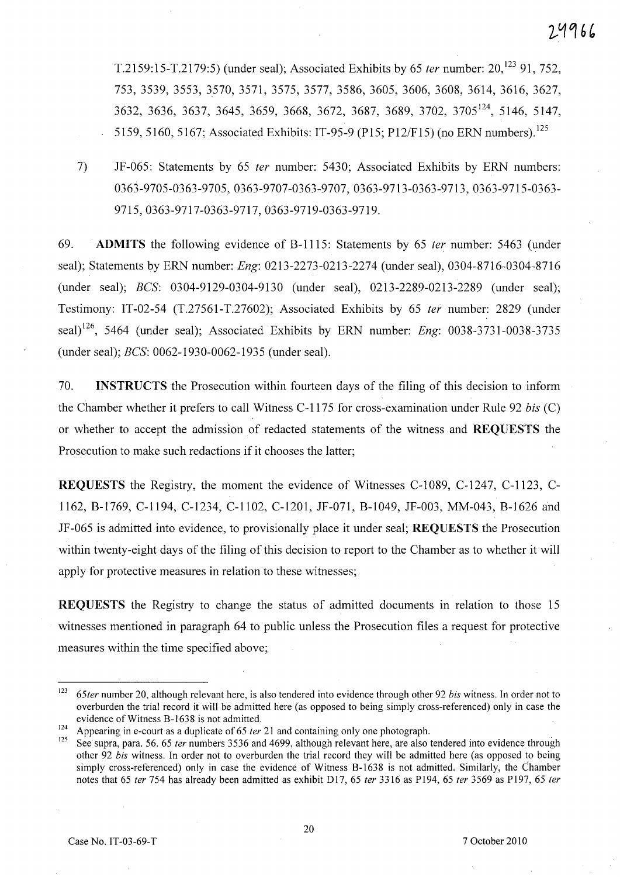T.2159:15-T.2179:5) (under seal); Associated Exhibits by 65 *ter* number: 20,[123] 91, 752, 753, 3539, 3553, 3570, 3571, 3575, 3577, 3586, 3605, 3606, 3608, 3614, 3616, 3627, 3632, 3636, 3637, 3645, 3659, 3668, 3672, 3687, 3689, 3702, 3705[124], 5146, 5147, 5159, 5160, 5167; Associated Exhibits: IT-95-9 (P15; P12/F15) (no ERN numbers).[125]

7) JF-065: Statements by 65 *ter* number: 5430; Associated Exhibits by ERN numbers: 0363-9705-0363-9705, 0363-9707-0363-9707, 0363-9713-0363-9713, 0363-9715-0363-9715, 0363-9717-0363-9717, 0363-9719-0363-9719.

69. **ADMITS** the following evidence of B-1115: Statements by 65 *ter* number: 5463 (under seal); Statements by ERN number: *Eng*: 0213-2273-0213-2274 (under seal), 0304-8716-0304-8716 (under seal); *BCS*: 0304-9129-0304-9130 (under seal), 0213-2289-0213-2289 (under seal); Testimony: IT-02-54 (T.27561-T.27602); Associated Exhibits by 65 *ter* number: 2829 (under seal)[126], 5464 (under seal); Associated Exhibits by ERN number: *Eng*: 0038-3731-0038-3735 (under seal); *BCS*: 0062-1930-0062-1935 (under seal).

70. **INSTRUCTS** the Prosecution within fourteen days of the filing of this decision to inform the Chamber whether it prefers to call Witness C-1175 for cross-examination under Rule 92 *bis* (C) or whether to accept the admission of redacted statements of the witness and **REQUESTS** the Prosecution to make such redactions if it chooses the latter;

**REQUESTS** the Registry, the moment the evidence of Witnesses C-1089, C-1247, C-1123, C-1162, B-1769, C-1194, C-1234, C-1102, C-1201, JF-071, B-1049, JF-003, MM-043, B-1626 and JF-065 is admitted into evidence, to provisionally place it under seal; **REQUESTS** the Prosecution within twenty-eight days of the filing of this decision to report to the Chamber as to whether it will apply for protective measures in relation to these witnesses;

**REQUESTS** the Registry to change the status of admitted documents in relation to those 15 witnesses mentioned in paragraph 64 to public unless the Prosecution files a request for protective measures within the time specified above;

---

[123] 65*ter* number 20, although relevant here, is also tendered into evidence through other 92 *bis* witness. In order not to overburden the trial record it will be admitted here (as opposed to being simply cross-referenced) only in case the evidence of Witness B-1638 is not admitted.

[124] Appearing in e-court as a duplicate of 65 *ter* 21 and containing only one photograph.

[125] See supra, para. 56. 65 *ter* numbers 3536 and 4699, although relevant here, are also tendered into evidence through other 92 *bis* witness. In order not to overburden the trial record they will be admitted here (as opposed to being simply cross-referenced) only in case the evidence of Witness B-1638 is not admitted. Similarly, the Chamber notes that 65 *ter* 754 has already been admitted as exhibit D17, 65 *ter* 3316 as P194, 65 *ter* 3569 as P197, 65 *ter*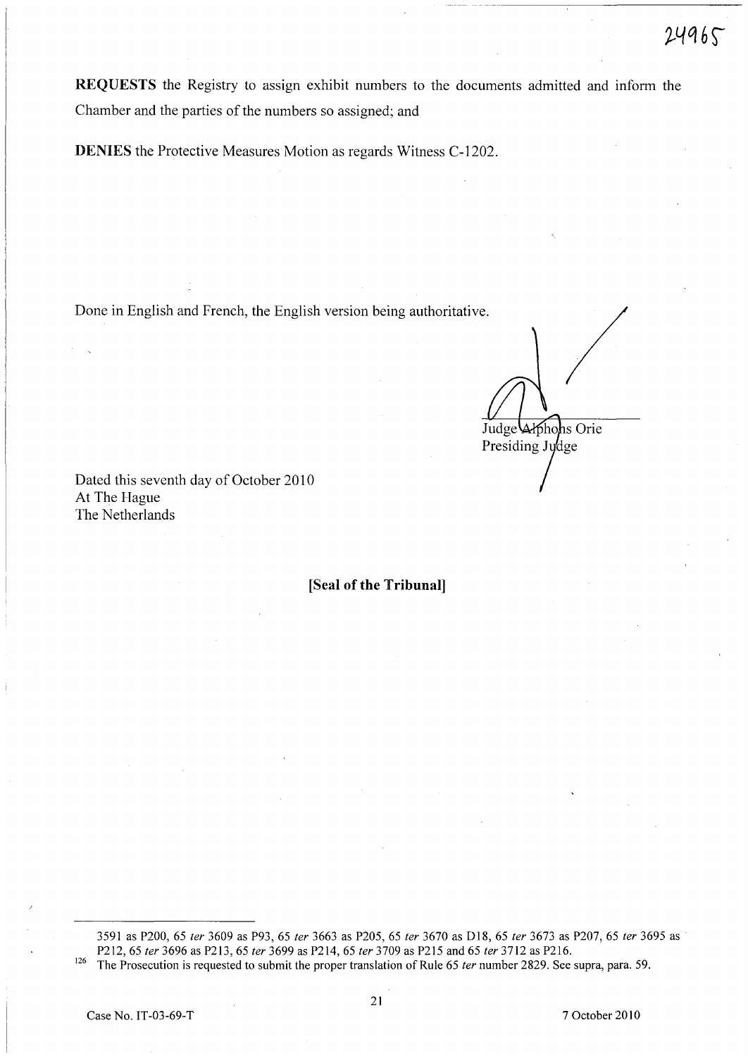**REQUESTS** the Registry to assign exhibit numbers to the documents admitted and inform the Chamber and the parties of the numbers so assigned; and

**DENIES** the Protective Measures Motion as regards Witness C-1202.

Done in English and French, the English version being authoritative.

Judge Alphons Orie
Presiding Judge

Dated this seventh day of October 2010
At The Hague
The Netherlands

**[Seal of the Tribunal]**

---

3591 as P200, 65 *ter* 3609 as P93, 65 *ter* 3663 as P205, 65 *ter* 3670 as D18, 65 *ter* 3673 as P207, 65 *ter* 3695 as P212, 65 *ter* 3696 as P213, 65 *ter* 3699 as P214, 65 *ter* 3709 as P215 and 65 *ter* 3712 as P216.

[126] The Prosecution is requested to submit the proper translation of Rule 65 *ter* number 2829. See supra, para. 59.